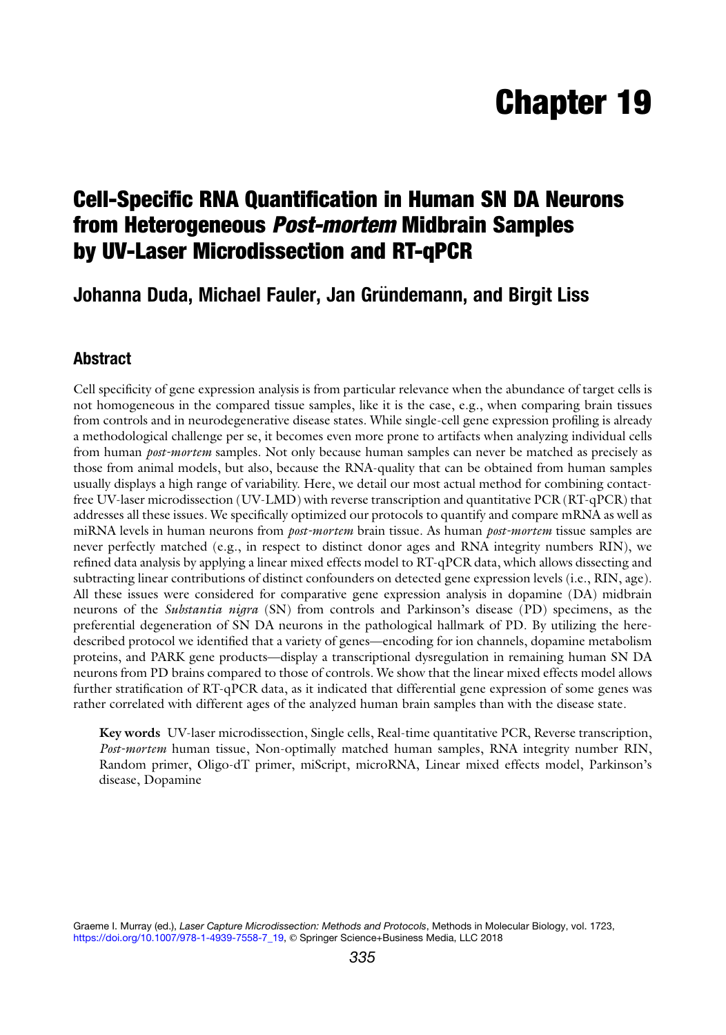# Chapter 19

## Cell-Specific RNA Quantification in Human SN DA Neurons from Heterogeneous *Post-mortem* Midbrain Samples by UV-Laser Microdissection and RT-qPCR

### Johanna Duda, Michael Fauler, Jan Gründemann, and Birgit Liss

## Abstract

Cell specificity of gene expression analysis is from particular relevance when the abundance of target cells is not homogeneous in the compared tissue samples, like it is the case, e.g., when comparing brain tissues from controls and in neurodegenerative disease states. While single-cell gene expression profiling is already a methodological challenge per se, it becomes even more prone to artifacts when analyzing individual cells from human *post-mortem* samples. Not only because human samples can never be matched as precisely as those from animal models, but also, because the RNA-quality that can be obtained from human samples usually displays a high range of variability. Here, we detail our most actual method for combining contact-free UV-laser microdissection (UV-LMD) with reverse transcription and quantitative PCR (RT-qPCR) that addresses all these issues. We specifically optimized our protocols to quantify and compare mRNA as well as miRNA levels in human neurons from *post-mortem* brain tissue. As human *post-mortem* tissue samples are never perfectly matched (e.g., in respect to distinct donor ages and RNA integrity numbers RIN), we refined data analysis by applying a linear mixed effects model to RT-qPCR data, which allows dissecting and subtracting linear contributions of distinct confounders on detected gene expression levels (i.e., RIN, age). All these issues were considered for comparative gene expression analysis in dopamine (DA) midbrain neurons of the *Substantia nigra* (SN) from controls and Parkinson's disease (PD) specimens, as the preferential degeneration of SN DA neurons in the pathological hallmark of PD. By utilizing the here-described protocol we identified that a variety of genes—encoding for ion channels, dopamine metabolism proteins, and PARK gene products—display a transcriptional dysregulation in remaining human SN DA neurons from PD brains compared to those of controls. We show that the linear mixed effects model allows further stratification of RT-qPCR data, as it indicated that differential gene expression of some genes was rather correlated with different ages of the analyzed human brain samples than with the disease state.

**Key words** UV-laser microdissection, Single cells, Real-time quantitative PCR, Reverse transcription, *Post-mortem* human tissue, Non-optimally matched human samples, RNA integrity number RIN, Random primer, Oligo-dT primer, miScript, microRNA, Linear mixed effects model, Parkinson's disease, Dopamine

Graeme I. Murray (ed.), *Laser Capture Microdissection: Methods and Protocols*, Methods in Molecular Biology, vol. 1723, https://doi.org/10.1007/978-1-4939-7558-7_19, © Springer Science+Business Media, LLC 2018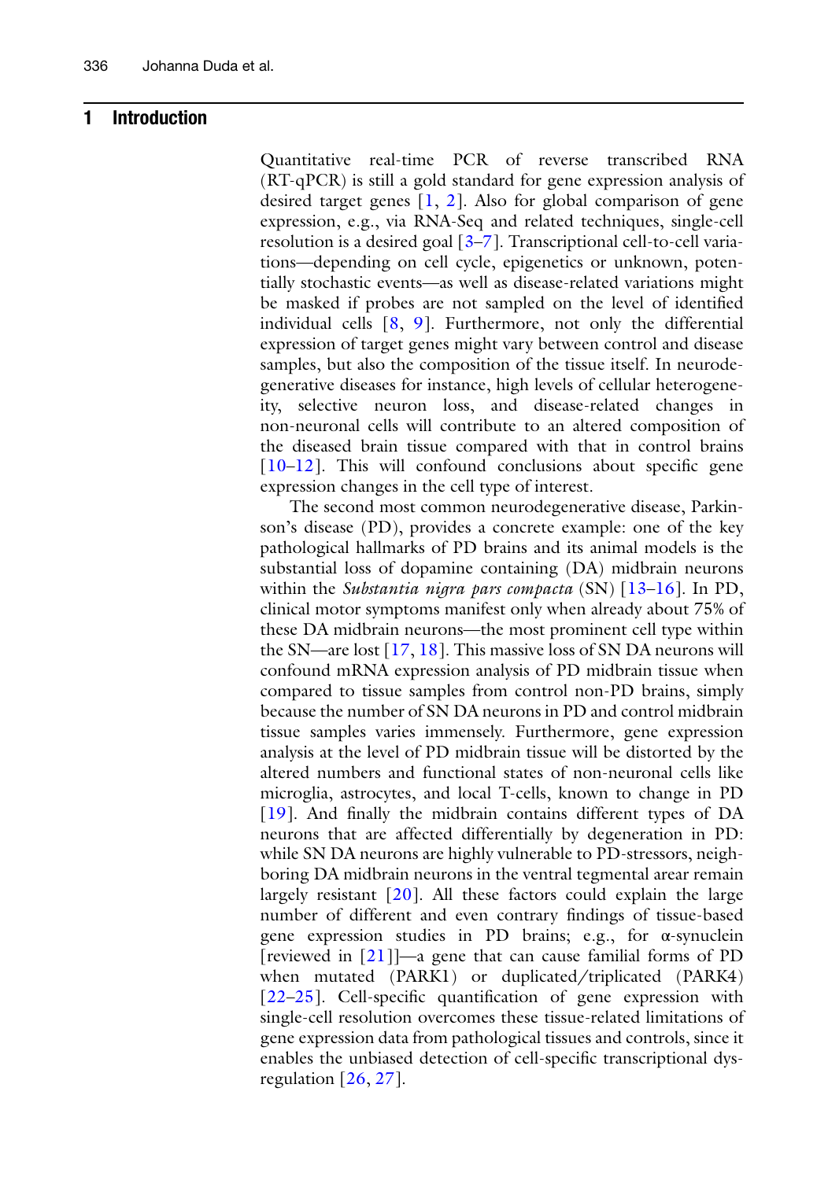## 1 Introduction

Quantitative real-time PCR of reverse transcribed RNA (RT-qPCR) is still a gold standard for gene expression analysis of desired target genes [1, 2]. Also for global comparison of gene expression, e.g., via RNA-Seq and related techniques, single-cell resolution is a desired goal [3–7]. Transcriptional cell-to-cell variations—depending on cell cycle, epigenetics or unknown, potentially stochastic events—as well as disease-related variations might be masked if probes are not sampled on the level of identified individual cells [8, 9]. Furthermore, not only the differential expression of target genes might vary between control and disease samples, but also the composition of the tissue itself. In neurodegenerative diseases for instance, high levels of cellular heterogeneity, selective neuron loss, and disease-related changes in non-neuronal cells will contribute to an altered composition of the diseased brain tissue compared with that in control brains [10–12]. This will confound conclusions about specific gene expression changes in the cell type of interest.

The second most common neurodegenerative disease, Parkinson's disease (PD), provides a concrete example: one of the key pathological hallmarks of PD brains and its animal models is the substantial loss of dopamine containing (DA) midbrain neurons within the *Substantia nigra pars compacta* (SN) [13–16]. In PD, clinical motor symptoms manifest only when already about 75% of these DA midbrain neurons—the most prominent cell type within the SN—are lost [17, 18]. This massive loss of SN DA neurons will confound mRNA expression analysis of PD midbrain tissue when compared to tissue samples from control non-PD brains, simply because the number of SN DA neurons in PD and control midbrain tissue samples varies immensely. Furthermore, gene expression analysis at the level of PD midbrain tissue will be distorted by the altered numbers and functional states of non-neuronal cells like microglia, astrocytes, and local T-cells, known to change in PD [19]. And finally the midbrain contains different types of DA neurons that are affected differentially by degeneration in PD: while SN DA neurons are highly vulnerable to PD-stressors, neighboring DA midbrain neurons in the ventral tegmental arear remain largely resistant [20]. All these factors could explain the large number of different and even contrary findings of tissue-based gene expression studies in PD brains; e.g., for α-synuclein [reviewed in [21]]—a gene that can cause familial forms of PD when mutated (PARK1) or duplicated/triplicated (PARK4) [22–25]. Cell-specific quantification of gene expression with single-cell resolution overcomes these tissue-related limitations of gene expression data from pathological tissues and controls, since it enables the unbiased detection of cell-specific transcriptional dysregulation [26, 27].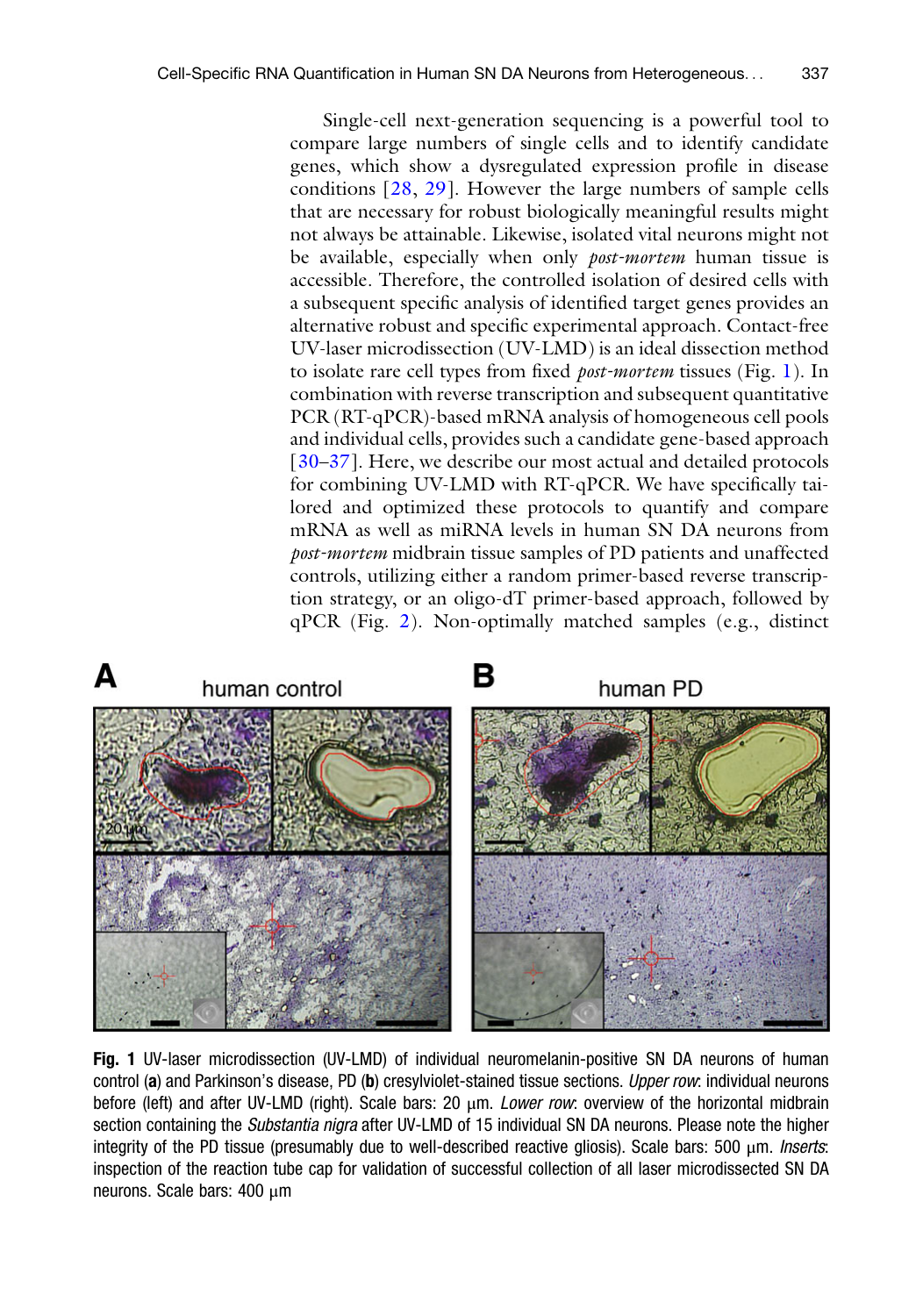Single-cell next-generation sequencing is a powerful tool to compare large numbers of single cells and to identify candidate genes, which show a dysregulated expression profile in disease conditions [28, 29]. However the large numbers of sample cells that are necessary for robust biologically meaningful results might not always be attainable. Likewise, isolated vital neurons might not be available, especially when only *post-mortem* human tissue is accessible. Therefore, the controlled isolation of desired cells with a subsequent specific analysis of identified target genes provides an alternative robust and specific experimental approach. Contact-free UV-laser microdissection (UV-LMD) is an ideal dissection method to isolate rare cell types from fixed *post-mortem* tissues (Fig. 1). In combination with reverse transcription and subsequent quantitative PCR (RT-qPCR)-based mRNA analysis of homogeneous cell pools and individual cells, provides such a candidate gene-based approach [30–37]. Here, we describe our most actual and detailed protocols for combining UV-LMD with RT-qPCR. We have specifically tailored and optimized these protocols to quantify and compare mRNA as well as miRNA levels in human SN DA neurons from *post-mortem* midbrain tissue samples of PD patients and unaffected controls, utilizing either a random primer-based reverse transcription strategy, or an oligo-dT primer-based approach, followed by qPCR (Fig. 2). Non-optimally matched samples (e.g., distinct

**Fig. 1** UV-laser microdissection (UV-LMD) of individual neuromelanin-positive SN DA neurons of human control (**a**) and Parkinson's disease, PD (**b**) cresylviolet-stained tissue sections. *Upper row*: individual neurons before (left) and after UV-LMD (right). Scale bars: 20 μm. *Lower row*: overview of the horizontal midbrain section containing the *Substantia nigra* after UV-LMD of 15 individual SN DA neurons. Please note the higher integrity of the PD tissue (presumably due to well-described reactive gliosis). Scale bars: 500 μm. *Inserts*: inspection of the reaction tube cap for validation of successful collection of all laser microdissected SN DA neurons. Scale bars: 400 μm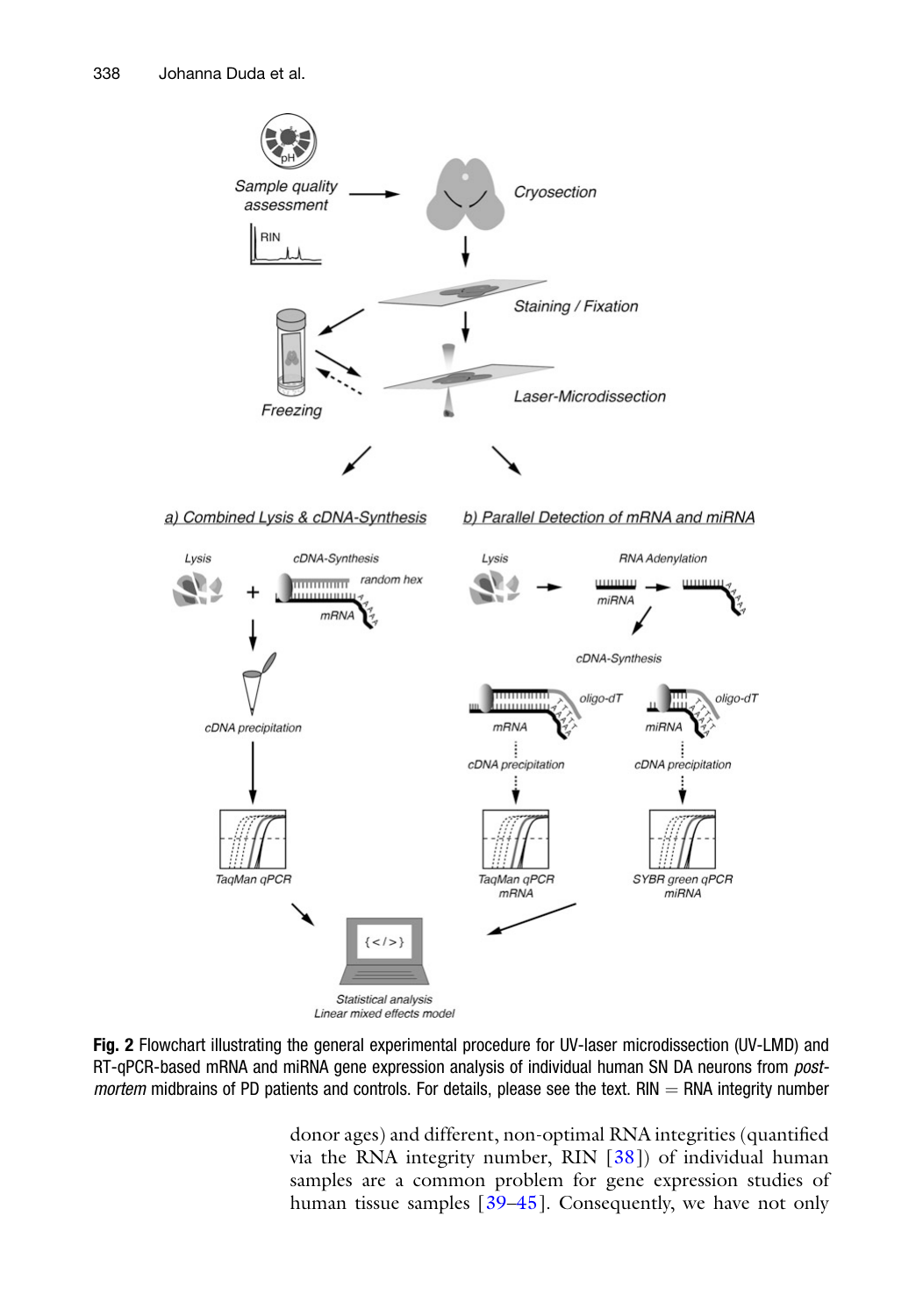**Fig. 2** Flowchart illustrating the general experimental procedure for UV-laser microdissection (UV-LMD) and RT-qPCR-based mRNA and miRNA gene expression analysis of individual human SN DA neurons from *post-mortem* midbrains of PD patients and controls. For details, please see the text. RIN = RNA integrity number

donor ages) and different, non-optimal RNA integrities (quantified via the RNA integrity number, RIN [38]) of individual human samples are a common problem for gene expression studies of human tissue samples [39–45]. Consequently, we have not only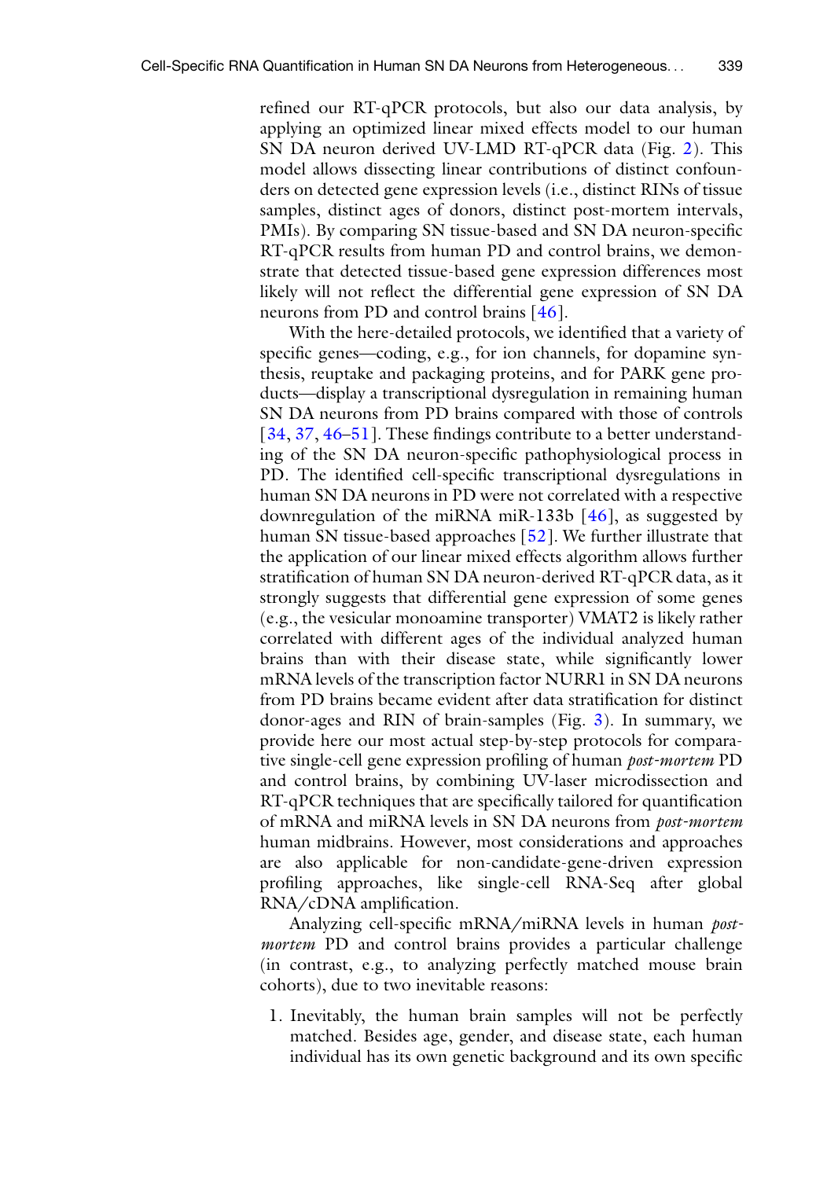refined our RT-qPCR protocols, but also our data analysis, by applying an optimized linear mixed effects model to our human SN DA neuron derived UV-LMD RT-qPCR data (Fig. 2). This model allows dissecting linear contributions of distinct confounders on detected gene expression levels (i.e., distinct RINs of tissue samples, distinct ages of donors, distinct post-mortem intervals, PMIs). By comparing SN tissue-based and SN DA neuron-specific RT-qPCR results from human PD and control brains, we demonstrate that detected tissue-based gene expression differences most likely will not reflect the differential gene expression of SN DA neurons from PD and control brains [46].

With the here-detailed protocols, we identified that a variety of specific genes—coding, e.g., for ion channels, for dopamine synthesis, reuptake and packaging proteins, and for PARK gene products—display a transcriptional dysregulation in remaining human SN DA neurons from PD brains compared with those of controls [34, 37, 46–51]. These findings contribute to a better understanding of the SN DA neuron-specific pathophysiological process in PD. The identified cell-specific transcriptional dysregulations in human SN DA neurons in PD were not correlated with a respective downregulation of the miRNA miR-133b [46], as suggested by human SN tissue-based approaches [52]. We further illustrate that the application of our linear mixed effects algorithm allows further stratification of human SN DA neuron-derived RT-qPCR data, as it strongly suggests that differential gene expression of some genes (e.g., the vesicular monoamine transporter) VMAT2 is likely rather correlated with different ages of the individual analyzed human brains than with their disease state, while significantly lower mRNA levels of the transcription factor NURR1 in SN DA neurons from PD brains became evident after data stratification for distinct donor-ages and RIN of brain-samples (Fig. 3). In summary, we provide here our most actual step-by-step protocols for comparative single-cell gene expression profiling of human *post-mortem* PD and control brains, by combining UV-laser microdissection and RT-qPCR techniques that are specifically tailored for quantification of mRNA and miRNA levels in SN DA neurons from *post-mortem* human midbrains. However, most considerations and approaches are also applicable for non-candidate-gene-driven expression profiling approaches, like single-cell RNA-Seq after global RNA/cDNA amplification.

Analyzing cell-specific mRNA/miRNA levels in human *post-mortem* PD and control brains provides a particular challenge (in contrast, e.g., to analyzing perfectly matched mouse brain cohorts), due to two inevitable reasons:

1. Inevitably, the human brain samples will not be perfectly matched. Besides age, gender, and disease state, each human individual has its own genetic background and its own specific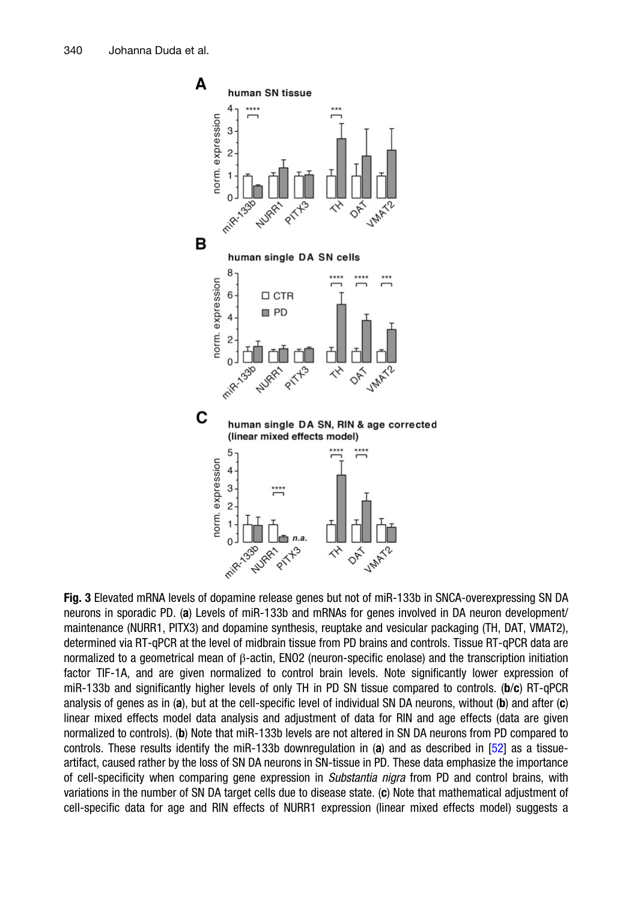**Fig. 3** Elevated mRNA levels of dopamine release genes but not of miR-133b in SNCA-overexpressing SN DA neurons in sporadic PD. (**a**) Levels of miR-133b and mRNAs for genes involved in DA neuron development/ maintenance (NURR1, PITX3) and dopamine synthesis, reuptake and vesicular packaging (TH, DAT, VMAT2), determined via RT-qPCR at the level of midbrain tissue from PD brains and controls. Tissue RT-qPCR data are normalized to a geometrical mean of β-actin, ENO2 (neuron-specific enolase) and the transcription initiation factor TIF-1A, and are given normalized to control brain levels. Note significantly lower expression of miR-133b and significantly higher levels of only TH in PD SN tissue compared to controls. (**b**/**c**) RT-qPCR analysis of genes as in (**a**), but at the cell-specific level of individual SN DA neurons, without (**b**) and after (**c**) linear mixed effects model data analysis and adjustment of data for RIN and age effects (data are given normalized to controls). (**b**) Note that miR-133b levels are not altered in SN DA neurons from PD compared to controls. These results identify the miR-133b downregulation in (**a**) and as described in [52] as a tissue-artifact, caused rather by the loss of SN DA neurons in SN-tissue in PD. These data emphasize the importance of cell-specificity when comparing gene expression in *Substantia nigra* from PD and control brains, with variations in the number of SN DA target cells due to disease state. (**c**) Note that mathematical adjustment of cell-specific data for age and RIN effects of NURR1 expression (linear mixed effects model) suggests a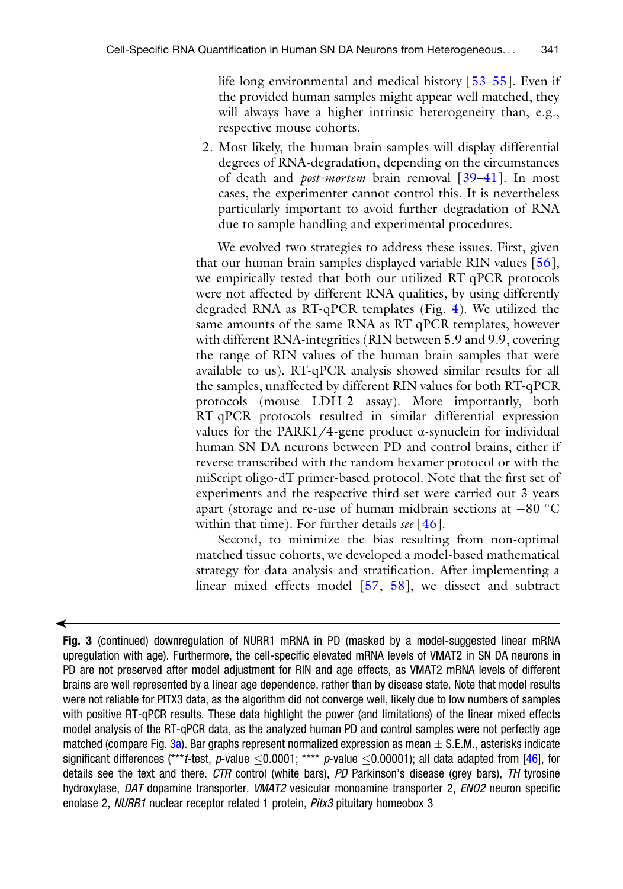life-long environmental and medical history [53–55]. Even if the provided human samples might appear well matched, they will always have a higher intrinsic heterogeneity than, e.g., respective mouse cohorts.

2. Most likely, the human brain samples will display differential degrees of RNA-degradation, depending on the circumstances of death and *post-mortem* brain removal [39–41]. In most cases, the experimenter cannot control this. It is nevertheless particularly important to avoid further degradation of RNA due to sample handling and experimental procedures.

We evolved two strategies to address these issues. First, given that our human brain samples displayed variable RIN values [56], we empirically tested that both our utilized RT-qPCR protocols were not affected by different RNA qualities, by using differently degraded RNA as RT-qPCR templates (Fig. 4). We utilized the same amounts of the same RNA as RT-qPCR templates, however with different RNA-integrities (RIN between 5.9 and 9.9, covering the range of RIN values of the human brain samples that were available to us). RT-qPCR analysis showed similar results for all the samples, unaffected by different RIN values for both RT-qPCR protocols (mouse LDH-2 assay). More importantly, both RT-qPCR protocols resulted in similar differential expression values for the PARK1/4-gene product α-synuclein for individual human SN DA neurons between PD and control brains, either if reverse transcribed with the random hexamer protocol or with the miScript oligo-dT primer-based protocol. Note that the first set of experiments and the respective third set were carried out 3 years apart (storage and re-use of human midbrain sections at −80 °C within that time). For further details *see* [46].

Second, to minimize the bias resulting from non-optimal matched tissue cohorts, we developed a model-based mathematical strategy for data analysis and stratification. After implementing a linear mixed effects model [57, 58], we dissect and subtract

**Fig. 3** (continued) downregulation of NURR1 mRNA in PD (masked by a model-suggested linear mRNA upregulation with age). Furthermore, the cell-specific elevated mRNA levels of VMAT2 in SN DA neurons in PD are not preserved after model adjustment for RIN and age effects, as VMAT2 mRNA levels of different brains are well represented by a linear age dependence, rather than by disease state. Note that model results were not reliable for PITX3 data, as the algorithm did not converge well, likely due to low numbers of samples with positive RT-qPCR results. These data highlight the power (and limitations) of the linear mixed effects model analysis of the RT-qPCR data, as the analyzed human PD and control samples were not perfectly age matched (compare Fig. 3a). Bar graphs represent normalized expression as mean ± S.E.M., asterisks indicate significant differences (****t*-test, *p*-value ≤0.0001; **** *p*-value ≤0.00001); all data adapted from [46], for details see the text and there. *CTR* control (white bars), *PD* Parkinson's disease (grey bars), *TH* tyrosine hydroxylase, *DAT* dopamine transporter, *VMAT2* vesicular monoamine transporter 2, *ENO2* neuron specific enolase 2, *NURR1* nuclear receptor related 1 protein, *Pitx3* pituitary homeobox 3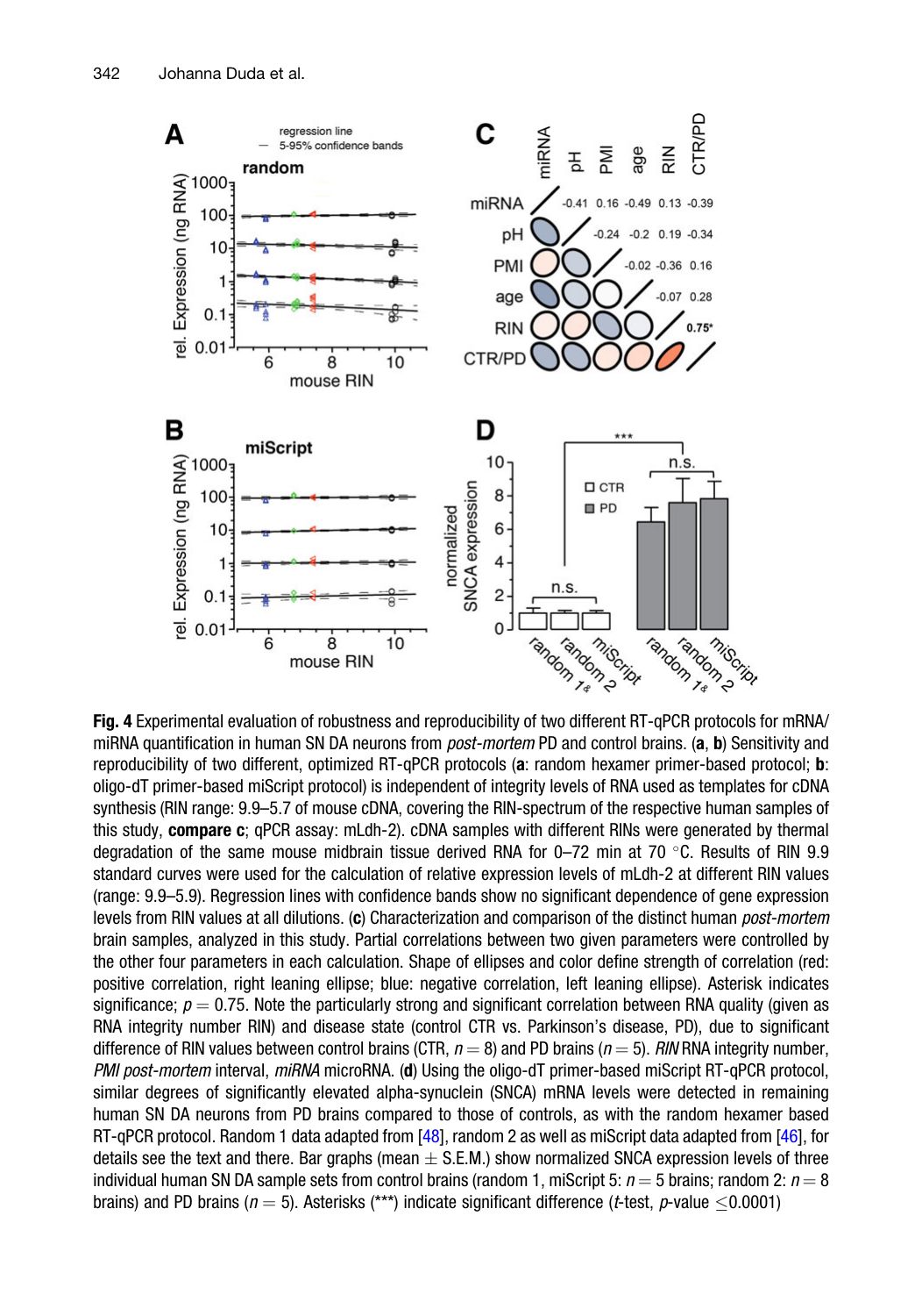**Fig. 4** Experimental evaluation of robustness and reproducibility of two different RT-qPCR protocols for mRNA/miRNA quantification in human SN DA neurons from *post-mortem* PD and control brains. (**a**, **b**) Sensitivity and reproducibility of two different, optimized RT-qPCR protocols (**a**: random hexamer primer-based protocol; **b**: oligo-dT primer-based miScript protocol) is independent of integrity levels of RNA used as templates for cDNA synthesis (RIN range: 9.9–5.7 of mouse cDNA, covering the RIN-spectrum of the respective human samples of this study, **compare c**; qPCR assay: mLdh-2). cDNA samples with different RINs were generated by thermal degradation of the same mouse midbrain tissue derived RNA for 0–72 min at 70 °C. Results of RIN 9.9 standard curves were used for the calculation of relative expression levels of mLdh-2 at different RIN values (range: 9.9–5.9). Regression lines with confidence bands show no significant dependence of gene expression levels from RIN values at all dilutions. (**c**) Characterization and comparison of the distinct human *post-mortem* brain samples, analyzed in this study. Partial correlations between two given parameters were controlled by the other four parameters in each calculation. Shape of ellipses and color define strength of correlation (red: positive correlation, right leaning ellipse; blue: negative correlation, left leaning ellipse). Asterisk indicates significance; $p = 0.75$. Note the particularly strong and significant correlation between RNA quality (given as RNA integrity number RIN) and disease state (control CTR vs. Parkinson's disease, PD), due to significant difference of RIN values between control brains (CTR, $n = 8$) and PD brains ($n = 5$). *RIN* RNA integrity number, *PMI post-mortem* interval, *miRNA* microRNA. (**d**) Using the oligo-dT primer-based miScript RT-qPCR protocol, similar degrees of significantly elevated alpha-synuclein (SNCA) mRNA levels were detected in remaining human SN DA neurons from PD brains compared to those of controls, as with the random hexamer based RT-qPCR protocol. Random 1 data adapted from [48], random 2 as well as miScript data adapted from [46], for details see the text and there. Bar graphs (mean ± S.E.M.) show normalized SNCA expression levels of three individual human SN DA sample sets from control brains (random 1, miScript 5: $n = 5$ brains; random 2: $n = 8$ brains) and PD brains ($n = 5$). Asterisks (***) indicate significant difference (*t*-test, *p*-value $\leq 0.0001$)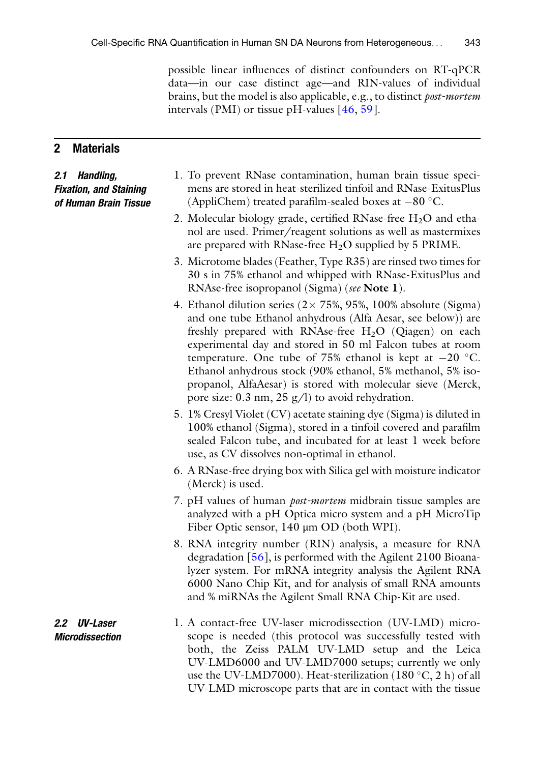possible linear influences of distinct confounders on RT-qPCR data—in our case distinct age—and RIN-values of individual brains, but the model is also applicable, e.g., to distinct *post-mortem* intervals (PMI) or tissue pH-values [46, 59].

## 2 Materials

### 2.1 Handling, Fixation, and Staining of Human Brain Tissue

1. To prevent RNase contamination, human brain tissue specimens are stored in heat-sterilized tinfoil and RNase-ExitusPlus (AppliChem) treated parafilm-sealed boxes at −80 °C.
2. Molecular biology grade, certified RNase-free $H_2O$ and ethanol are used. Primer/reagent solutions as well as mastermixes are prepared with RNase-free $H_2O$ supplied by 5 PRIME.
3. Microtome blades (Feather, Type R35) are rinsed two times for 30 s in 75% ethanol and whipped with RNase-ExitusPlus and RNAse-free isopropanol (Sigma) (*see* **Note 1**).
4. Ethanol dilution series (2× 75%, 95%, 100% absolute (Sigma) and one tube Ethanol anhydrous (Alfa Aesar, see below)) are freshly prepared with RNAse-free $H_2O$ (Qiagen) on each experimental day and stored in 50 ml Falcon tubes at room temperature. One tube of 75% ethanol is kept at −20 °C. Ethanol anhydrous stock (90% ethanol, 5% methanol, 5% isopropanol, AlfaAesar) is stored with molecular sieve (Merck, pore size: 0.3 nm, 25 g/l) to avoid rehydration.
5. 1% Cresyl Violet (CV) acetate staining dye (Sigma) is diluted in 100% ethanol (Sigma), stored in a tinfoil covered and parafilm sealed Falcon tube, and incubated for at least 1 week before use, as CV dissolves non-optimal in ethanol.
6. A RNase-free drying box with Silica gel with moisture indicator (Merck) is used.
7. pH values of human *post-mortem* midbrain tissue samples are analyzed with a pH Optica micro system and a pH MicroTip Fiber Optic sensor, 140 μm OD (both WPI).
8. RNA integrity number (RIN) analysis, a measure for RNA degradation [56], is performed with the Agilent 2100 Bioanalyzer system. For mRNA integrity analysis the Agilent RNA 6000 Nano Chip Kit, and for analysis of small RNA amounts and % miRNAs the Agilent Small RNA Chip-Kit are used.

### 2.2 UV-Laser Microdissection

1. A contact-free UV-laser microdissection (UV-LMD) microscope is needed (this protocol was successfully tested with both, the Zeiss PALM UV-LMD setup and the Leica UV-LMD6000 and UV-LMD7000 setups; currently we only use the UV-LMD7000). Heat-sterilization (180 °C, 2 h) of all UV-LMD microscope parts that are in contact with the tissue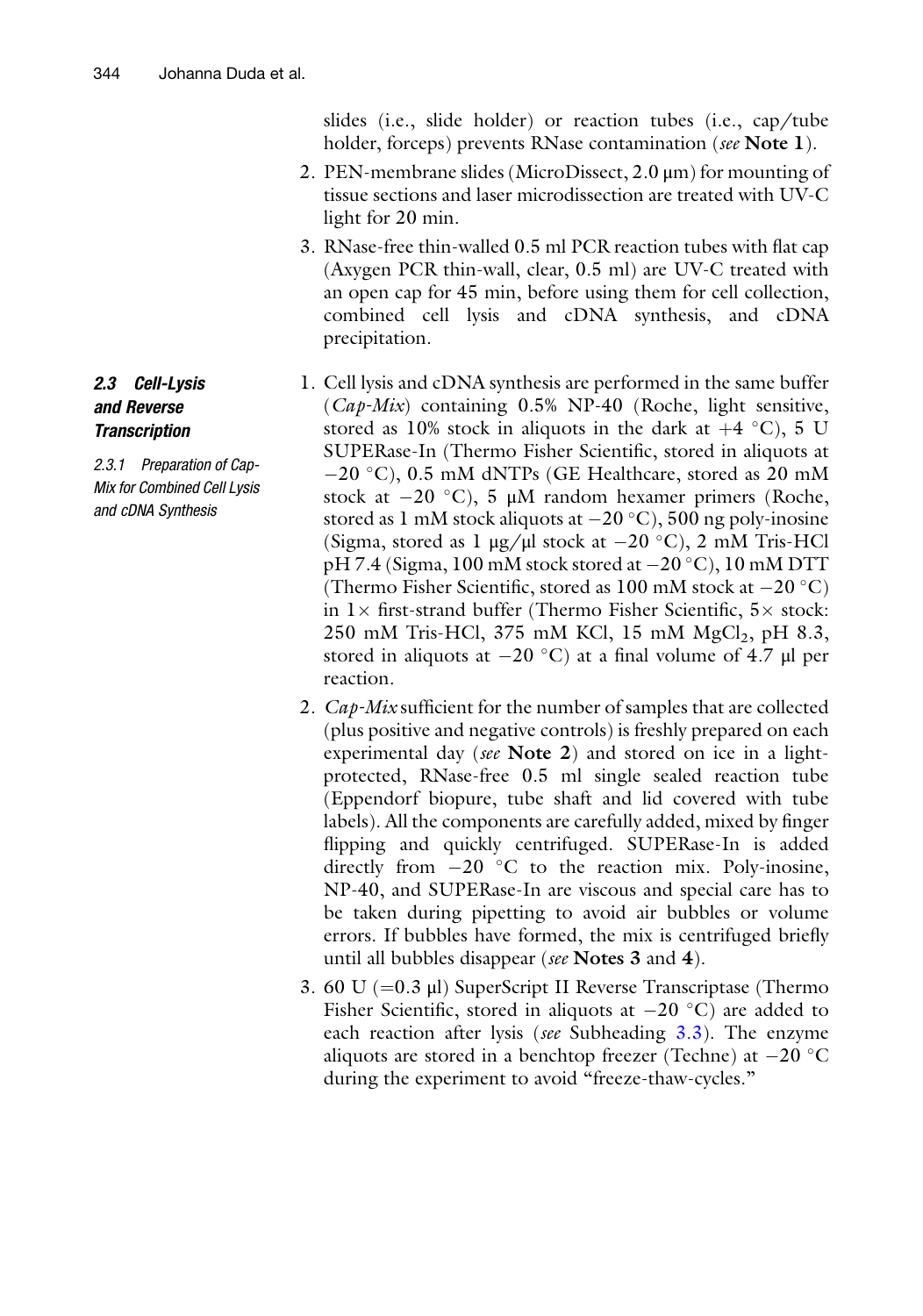slides (i.e., slide holder) or reaction tubes (i.e., cap/tube holder, forceps) prevents RNase contamination (*see* **Note 1**).

2. PEN-membrane slides (MicroDissect, 2.0 μm) for mounting of tissue sections and laser microdissection are treated with UV-C light for 20 min.
3. RNase-free thin-walled 0.5 ml PCR reaction tubes with flat cap (Axygen PCR thin-wall, clear, 0.5 ml) are UV-C treated with an open cap for 45 min, before using them for cell collection, combined cell lysis and cDNA synthesis, and cDNA precipitation.

### 2.3 Cell-Lysis and Reverse Transcription

#### 2.3.1 Preparation of Cap-Mix for Combined Cell Lysis and cDNA Synthesis

1. Cell lysis and cDNA synthesis are performed in the same buffer (*Cap-Mix*) containing 0.5% NP-40 (Roche, light sensitive, stored as 10% stock in aliquots in the dark at +4 °C), 5 U SUPERase-In (Thermo Fisher Scientific, stored in aliquots at −20 °C), 0.5 mM dNTPs (GE Healthcare, stored as 20 mM stock at −20 °C), 5 μM random hexamer primers (Roche, stored as 1 mM stock aliquots at −20 °C), 500 ng poly-inosine (Sigma, stored as 1 μg/μl stock at −20 °C), 2 mM Tris-HCl pH 7.4 (Sigma, 100 mM stock stored at −20 °C), 10 mM DTT (Thermo Fisher Scientific, stored as 100 mM stock at −20 °C) in 1× first-strand buffer (Thermo Fisher Scientific, 5× stock: 250 mM Tris-HCl, 375 mM KCl, 15 mM $MgCl_2$, pH 8.3, stored in aliquots at −20 °C) at a final volume of 4.7 μl per reaction.
2. *Cap-Mix* sufficient for the number of samples that are collected (plus positive and negative controls) is freshly prepared on each experimental day (*see* **Note 2**) and stored on ice in a light-protected, RNase-free 0.5 ml single sealed reaction tube (Eppendorf biopure, tube shaft and lid covered with tube labels). All the components are carefully added, mixed by finger flipping and quickly centrifuged. SUPERase-In is added directly from −20 °C to the reaction mix. Poly-inosine, NP-40, and SUPERase-In are viscous and special care has to be taken during pipetting to avoid air bubbles or volume errors. If bubbles have formed, the mix is centrifuged briefly until all bubbles disappear (*see* **Notes 3** and **4**).
3. 60 U (=0.3 μl) SuperScript II Reverse Transcriptase (Thermo Fisher Scientific, stored in aliquots at −20 °C) are added to each reaction after lysis (*see* Subheading 3.3). The enzyme aliquots are stored in a benchtop freezer (Techne) at −20 °C during the experiment to avoid "freeze-thaw-cycles."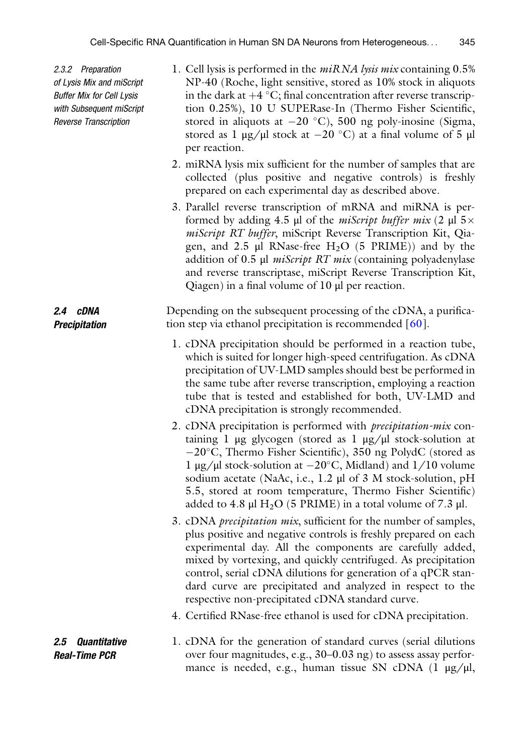#### 2.3.2 Preparation of Lysis Mix and miScript Buffer Mix for Cell Lysis with Subsequent miScript Reverse Transcription

1. Cell lysis is performed in the *miRNA lysis mix* containing 0.5% NP-40 (Roche, light sensitive, stored as 10% stock in aliquots in the dark at +4 °C; final concentration after reverse transcription 0.25%), 10 U SUPERase-In (Thermo Fisher Scientific, stored in aliquots at −20 °C), 500 ng poly-inosine (Sigma, stored as 1 μg/μl stock at −20 °C) at a final volume of 5 μl per reaction.
2. miRNA lysis mix sufficient for the number of samples that are collected (plus positive and negative controls) is freshly prepared on each experimental day as described above.
3. Parallel reverse transcription of mRNA and miRNA is performed by adding 4.5 μl of the *miScript buffer mix* (2 μl 5× *miScript RT buffer*, miScript Reverse Transcription Kit, Qiagen, and 2.5 μl RNase-free $H_2O$ (5 PRIME)) and by the addition of 0.5 μl *miScript RT mix* (containing polyadenylase and reverse transcriptase, miScript Reverse Transcription Kit, Qiagen) in a final volume of 10 μl per reaction.

### 2.4 cDNA Precipitation

Depending on the subsequent processing of the cDNA, a purification step via ethanol precipitation is recommended [60].

1. cDNA precipitation should be performed in a reaction tube, which is suited for longer high-speed centrifugation. As cDNA precipitation of UV-LMD samples should best be performed in the same tube after reverse transcription, employing a reaction tube that is tested and established for both, UV-LMD and cDNA precipitation is strongly recommended.
2. cDNA precipitation is performed with *precipitation-mix* containing 1 μg glycogen (stored as 1 μg/μl stock-solution at −20°C, Thermo Fisher Scientific), 350 ng PolydC (stored as 1 μg/μl stock-solution at −20°C, Midland) and 1/10 volume sodium acetate (NaAc, i.e., 1.2 μl of 3 M stock-solution, pH 5.5, stored at room temperature, Thermo Fisher Scientific) added to 4.8 μl $H_2O$ (5 PRIME) in a total volume of 7.3 μl.
3. cDNA *precipitation mix*, sufficient for the number of samples, plus positive and negative controls is freshly prepared on each experimental day. All the components are carefully added, mixed by vortexing, and quickly centrifuged. As precipitation control, serial cDNA dilutions for generation of a qPCR standard curve are precipitated and analyzed in respect to the respective non-precipitated cDNA standard curve.
4. Certified RNase-free ethanol is used for cDNA precipitation.

### 2.5 Quantitative Real-Time PCR

1. cDNA for the generation of standard curves (serial dilutions over four magnitudes, e.g., 30–0.03 ng) to assess assay performance is needed, e.g., human tissue SN cDNA (1 μg/μl,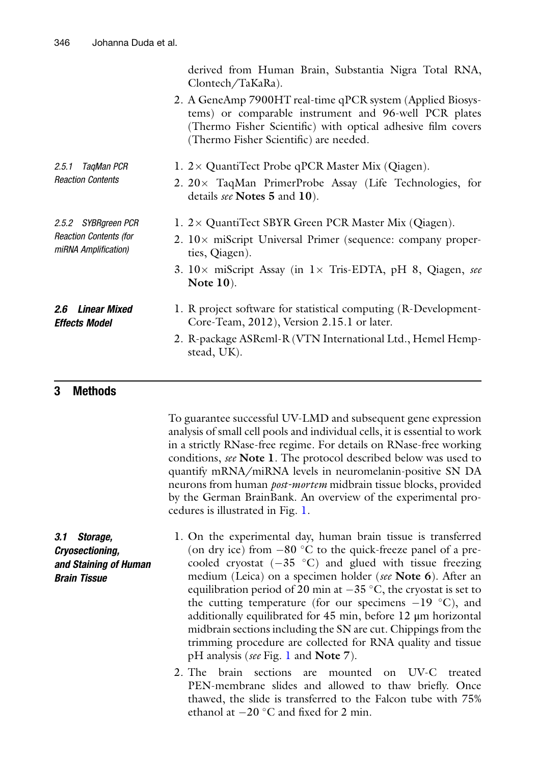derived from Human Brain, Substantia Nigra Total RNA, Clontech/TaKaRa).

2. A GeneAmp 7900HT real-time qPCR system (Applied Biosystems) or comparable instrument and 96-well PCR plates (Thermo Fisher Scientific) with optical adhesive film covers (Thermo Fisher Scientific) are needed.

#### 2.5.1 TaqMan PCR Reaction Contents

1. 2× QuantiTect Probe qPCR Master Mix (Qiagen).
2. 20× TaqMan PrimerProbe Assay (Life Technologies, for details *see* **Notes 5** and **10**).

#### 2.5.2 SYBRgreen PCR Reaction Contents (for miRNA Amplification)

1. 2× QuantiTect SBYR Green PCR Master Mix (Qiagen).
2. 10× miScript Universal Primer (sequence: company properties, Qiagen).
3. 10× miScript Assay (in 1× Tris-EDTA, pH 8, Qiagen, *see* **Note 10**).

### 2.6 Linear Mixed Effects Model

1. R project software for statistical computing (R-Development-Core-Team, 2012), Version 2.15.1 or later.
2. R-package ASReml-R (VTN International Ltd., Hemel Hempstead, UK).

## 3 Methods

To guarantee successful UV-LMD and subsequent gene expression analysis of small cell pools and individual cells, it is essential to work in a strictly RNase-free regime. For details on RNase-free working conditions, *see* **Note 1**. The protocol described below was used to quantify mRNA/miRNA levels in neuromelanin-positive SN DA neurons from human *post-mortem* midbrain tissue blocks, provided by the German BrainBank. An overview of the experimental procedures is illustrated in Fig. 1.

### 3.1 Storage, Cryosectioning, and Staining of Human Brain Tissue

1. On the experimental day, human brain tissue is transferred (on dry ice) from −80 °C to the quick-freeze panel of a pre-cooled cryostat (−35 °C) and glued with tissue freezing medium (Leica) on a specimen holder (*see* **Note 6**). After an equilibration period of 20 min at −35 °C, the cryostat is set to the cutting temperature (for our specimens −19 °C), and additionally equilibrated for 45 min, before 12 μm horizontal midbrain sections including the SN are cut. Chippings from the trimming procedure are collected for RNA quality and tissue pH analysis (*see* Fig. 1 and **Note 7**).
2. The brain sections are mounted on UV-C treated PEN-membrane slides and allowed to thaw briefly. Once thawed, the slide is transferred to the Falcon tube with 75% ethanol at −20 °C and fixed for 2 min.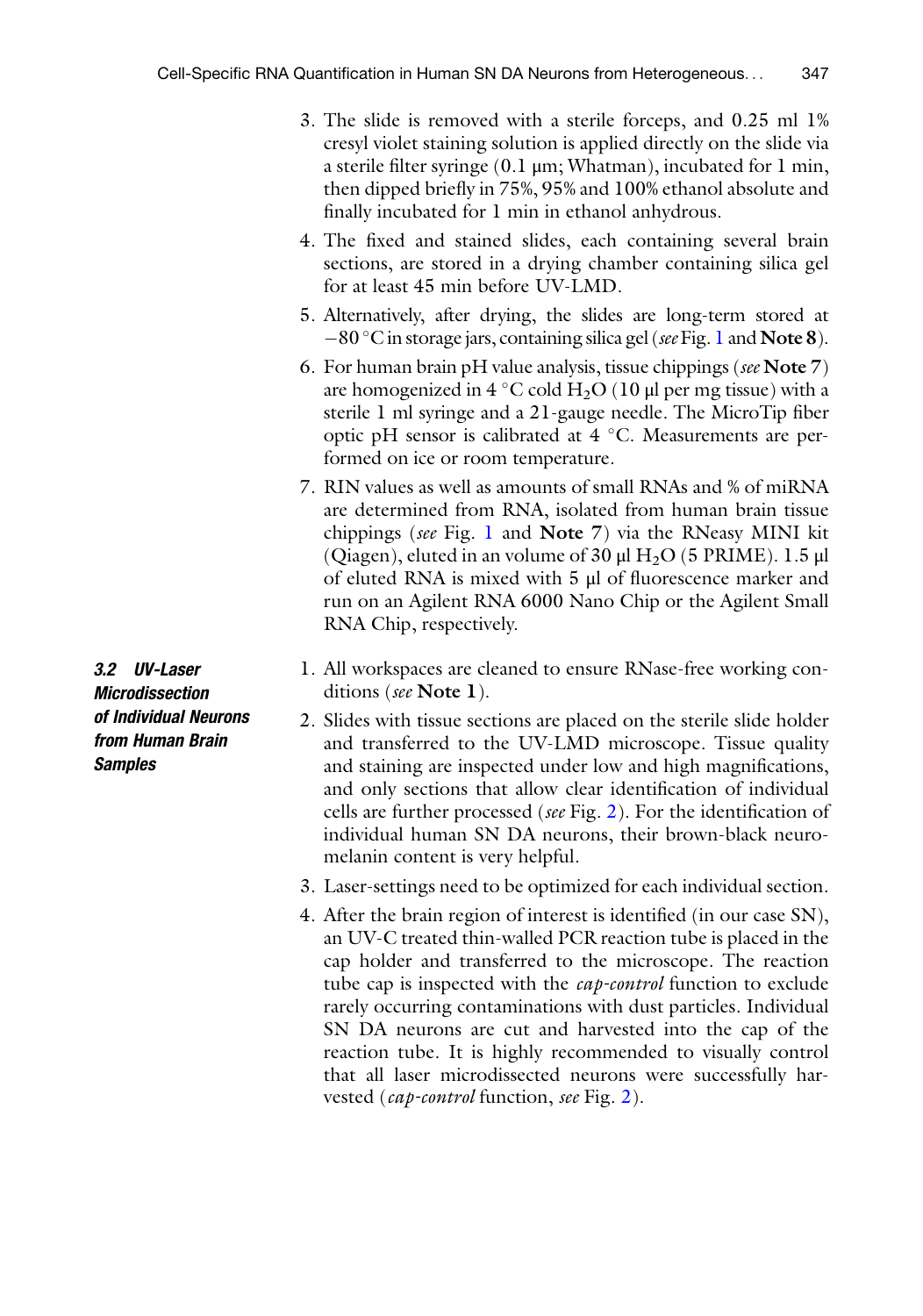3. The slide is removed with a sterile forceps, and 0.25 ml 1% cresyl violet staining solution is applied directly on the slide via a sterile filter syringe (0.1 μm; Whatman), incubated for 1 min, then dipped briefly in 75%, 95% and 100% ethanol absolute and finally incubated for 1 min in ethanol anhydrous.
4. The fixed and stained slides, each containing several brain sections, are stored in a drying chamber containing silica gel for at least 45 min before UV-LMD.
5. Alternatively, after drying, the slides are long-term stored at −80 °C in storage jars, containing silica gel (*see* Fig. 1 and **Note 8**).
6. For human brain pH value analysis, tissue chippings (*see* **Note 7**) are homogenized in 4 °C cold $H_2O$ (10 μl per mg tissue) with a sterile 1 ml syringe and a 21-gauge needle. The MicroTip fiber optic pH sensor is calibrated at 4 °C. Measurements are performed on ice or room temperature.
7. RIN values as well as amounts of small RNAs and % of miRNA are determined from RNA, isolated from human brain tissue chippings (*see* Fig. 1 and **Note 7**) via the RNeasy MINI kit (Qiagen), eluted in an volume of 30 μl $H_2O$ (5 PRIME). 1.5 μl of eluted RNA is mixed with 5 μl of fluorescence marker and run on an Agilent RNA 6000 Nano Chip or the Agilent Small RNA Chip, respectively.

### 3.2 UV-Laser Microdissection of Individual Neurons from Human Brain Samples

1. All workspaces are cleaned to ensure RNase-free working conditions (*see* **Note 1**).
2. Slides with tissue sections are placed on the sterile slide holder and transferred to the UV-LMD microscope. Tissue quality and staining are inspected under low and high magnifications, and only sections that allow clear identification of individual cells are further processed (*see* Fig. 2). For the identification of individual human SN DA neurons, their brown-black neuromelanin content is very helpful.
3. Laser-settings need to be optimized for each individual section.
4. After the brain region of interest is identified (in our case SN), an UV-C treated thin-walled PCR reaction tube is placed in the cap holder and transferred to the microscope. The reaction tube cap is inspected with the *cap-control* function to exclude rarely occurring contaminations with dust particles. Individual SN DA neurons are cut and harvested into the cap of the reaction tube. It is highly recommended to visually control that all laser microdissected neurons were successfully harvested (*cap-control* function, *see* Fig. 2).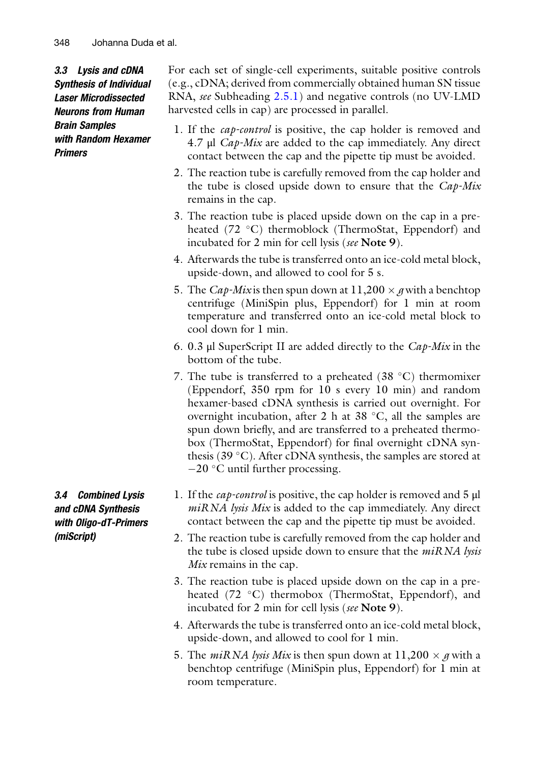### 3.3 Lysis and cDNA Synthesis of Individual Laser Microdissected Neurons from Human Brain Samples with Random Hexamer Primers

For each set of single-cell experiments, suitable positive controls (e.g., cDNA; derived from commercially obtained human SN tissue RNA, *see* Subheading 2.5.1) and negative controls (no UV-LMD harvested cells in cap) are processed in parallel.

1. If the *cap-control* is positive, the cap holder is removed and 4.7 μl *Cap-Mix* are added to the cap immediately. Any direct contact between the cap and the pipette tip must be avoided.
2. The reaction tube is carefully removed from the cap holder and the tube is closed upside down to ensure that the *Cap-Mix* remains in the cap.
3. The reaction tube is placed upside down on the cap in a preheated (72 °C) thermoblock (ThermoStat, Eppendorf) and incubated for 2 min for cell lysis (*see* **Note 9**).
4. Afterwards the tube is transferred onto an ice-cold metal block, upside-down, and allowed to cool for 5 s.
5. The *Cap-Mix* is then spun down at 11,200 × *g* with a benchtop centrifuge (MiniSpin plus, Eppendorf) for 1 min at room temperature and transferred onto an ice-cold metal block to cool down for 1 min.
6. 0.3 μl SuperScript II are added directly to the *Cap-Mix* in the bottom of the tube.
7. The tube is transferred to a preheated (38 °C) thermomixer (Eppendorf, 350 rpm for 10 s every 10 min) and random hexamer-based cDNA synthesis is carried out overnight. For overnight incubation, after 2 h at 38 °C, all the samples are spun down briefly, and are transferred to a preheated thermobox (ThermoStat, Eppendorf) for final overnight cDNA synthesis (39 °C). After cDNA synthesis, the samples are stored at −20 °C until further processing.

### 3.4 Combined Lysis and cDNA Synthesis with Oligo-dT-Primers (miScript)

1. If the *cap-control* is positive, the cap holder is removed and 5 μl *miRNA lysis Mix* is added to the cap immediately. Any direct contact between the cap and the pipette tip must be avoided.
2. The reaction tube is carefully removed from the cap holder and the tube is closed upside down to ensure that the *miRNA lysis Mix* remains in the cap.
3. The reaction tube is placed upside down on the cap in a preheated (72 °C) thermobox (ThermoStat, Eppendorf), and incubated for 2 min for cell lysis (*see* **Note 9**).
4. Afterwards the tube is transferred onto an ice-cold metal block, upside-down, and allowed to cool for 1 min.
5. The *miRNA lysis Mix* is then spun down at 11,200 × *g* with a benchtop centrifuge (MiniSpin plus, Eppendorf) for 1 min at room temperature.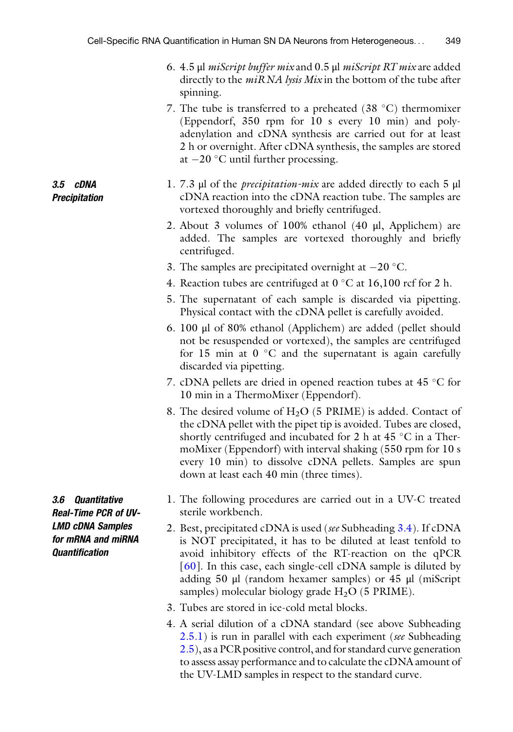6. 4.5 μl *miScript buffer mix* and 0.5 μl *miScript RT mix* are added directly to the *miRNA lysis Mix* in the bottom of the tube after spinning.
7. The tube is transferred to a preheated (38 °C) thermomixer (Eppendorf, 350 rpm for 10 s every 10 min) and poly-adenylation and cDNA synthesis are carried out for at least 2 h or overnight. After cDNA synthesis, the samples are stored at −20 °C until further processing.

### 3.5 cDNA Precipitation

1. 7.3 μl of the *precipitation-mix* are added directly to each 5 μl cDNA reaction into the cDNA reaction tube. The samples are vortexed thoroughly and briefly centrifuged.
2. About 3 volumes of 100% ethanol (40 μl, Applichem) are added. The samples are vortexed thoroughly and briefly centrifuged.
3. The samples are precipitated overnight at −20 °C.
4. Reaction tubes are centrifuged at 0 °C at 16,100 rcf for 2 h.
5. The supernatant of each sample is discarded via pipetting. Physical contact with the cDNA pellet is carefully avoided.
6. 100 μl of 80% ethanol (Applichem) are added (pellet should not be resuspended or vortexed), the samples are centrifuged for 15 min at 0 °C and the supernatant is again carefully discarded via pipetting.
7. cDNA pellets are dried in opened reaction tubes at 45 °C for 10 min in a ThermoMixer (Eppendorf).
8. The desired volume of $H_2O$ (5 PRIME) is added. Contact of the cDNA pellet with the pipet tip is avoided. Tubes are closed, shortly centrifuged and incubated for 2 h at 45 °C in a ThermoMixer (Eppendorf) with interval shaking (550 rpm for 10 s every 10 min) to dissolve cDNA pellets. Samples are spun down at least each 40 min (three times).

### 3.6 Quantitative Real-Time PCR of UV-LMD cDNA Samples for mRNA and miRNA Quantification

1. The following procedures are carried out in a UV-C treated sterile workbench.
2. Best, precipitated cDNA is used (*see* Subheading 3.4). If cDNA is NOT precipitated, it has to be diluted at least tenfold to avoid inhibitory effects of the RT-reaction on the qPCR [60]. In this case, each single-cell cDNA sample is diluted by adding 50 μl (random hexamer samples) or 45 μl (miScript samples) molecular biology grade $H_2O$ (5 PRIME).
3. Tubes are stored in ice-cold metal blocks.
4. A serial dilution of a cDNA standard (see above Subheading 2.5.1) is run in parallel with each experiment (*see* Subheading 2.5), as a PCR positive control, and for standard curve generation to assess assay performance and to calculate the cDNA amount of the UV-LMD samples in respect to the standard curve.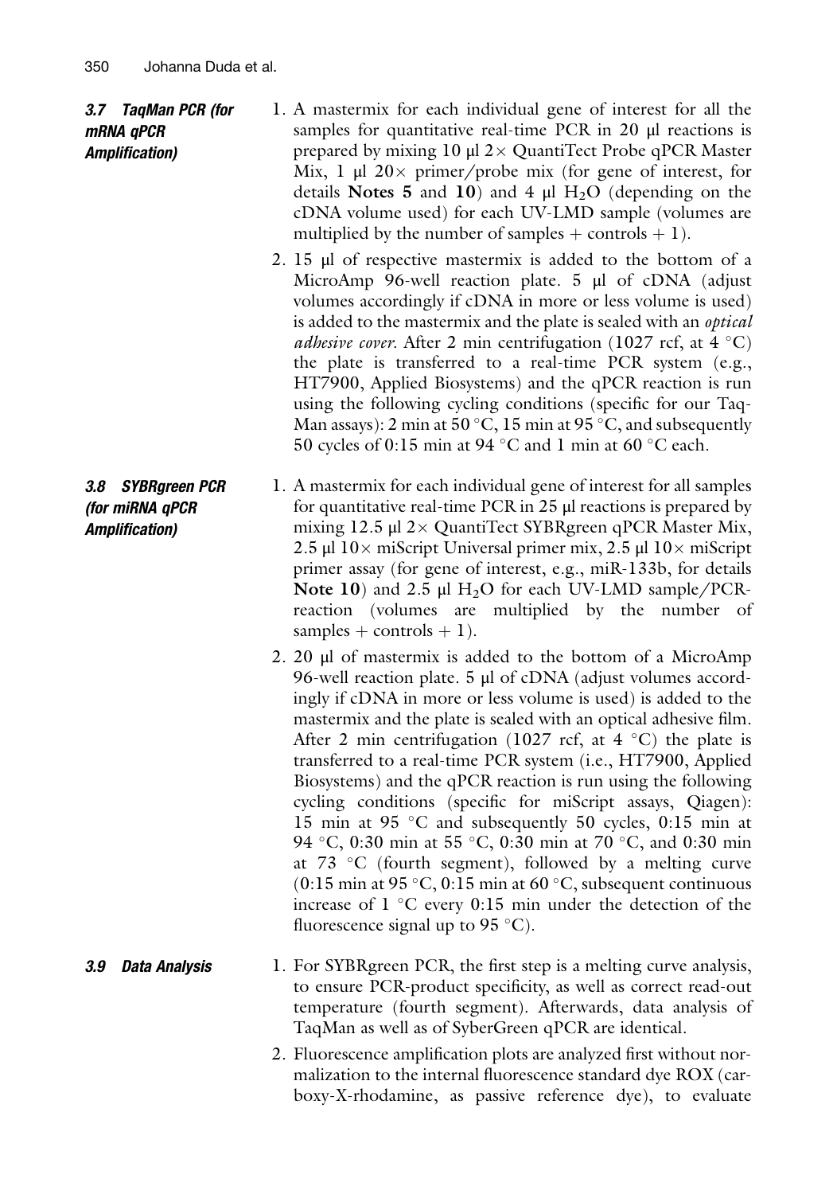### 3.7 TaqMan PCR (for mRNA qPCR Amplification)

1. A mastermix for each individual gene of interest for all the samples for quantitative real-time PCR in 20 μl reactions is prepared by mixing 10 μl 2× QuantiTect Probe qPCR Master Mix, 1 μl 20× primer/probe mix (for gene of interest, for details **Notes 5** and **10**) and 4 μl $H_2O$ (depending on the cDNA volume used) for each UV-LMD sample (volumes are multiplied by the number of samples + controls + 1).
2. 15 μl of respective mastermix is added to the bottom of a MicroAmp 96-well reaction plate. 5 μl of cDNA (adjust volumes accordingly if cDNA in more or less volume is used) is added to the mastermix and the plate is sealed with an *optical adhesive cover*. After 2 min centrifugation (1027 rcf, at 4 °C) the plate is transferred to a real-time PCR system (e.g., HT7900, Applied Biosystems) and the qPCR reaction is run using the following cycling conditions (specific for our Taq-Man assays): 2 min at 50 °C, 15 min at 95 °C, and subsequently 50 cycles of 0:15 min at 94 °C and 1 min at 60 °C each.

### 3.8 SYBRgreen PCR (for miRNA qPCR Amplification)

1. A mastermix for each individual gene of interest for all samples for quantitative real-time PCR in 25 μl reactions is prepared by mixing 12.5 μl 2× QuantiTect SYBRgreen qPCR Master Mix, 2.5 μl 10× miScript Universal primer mix, 2.5 μl 10× miScript primer assay (for gene of interest, e.g., miR-133b, for details **Note 10**) and 2.5 μl $H_2O$ for each UV-LMD sample/PCR-reaction (volumes are multiplied by the number of samples + controls + 1).
2. 20 μl of mastermix is added to the bottom of a MicroAmp 96-well reaction plate. 5 μl of cDNA (adjust volumes accordingly if cDNA in more or less volume is used) is added to the mastermix and the plate is sealed with an optical adhesive film. After 2 min centrifugation (1027 rcf, at 4 °C) the plate is transferred to a real-time PCR system (i.e., HT7900, Applied Biosystems) and the qPCR reaction is run using the following cycling conditions (specific for miScript assays, Qiagen): 15 min at 95 °C and subsequently 50 cycles, 0:15 min at 94 °C, 0:30 min at 55 °C, 0:30 min at 70 °C, and 0:30 min at 73 °C (fourth segment), followed by a melting curve (0:15 min at 95 °C, 0:15 min at 60 °C, subsequent continuous increase of 1 °C every 0:15 min under the detection of the fluorescence signal up to 95 °C).

### 3.9 Data Analysis

1. For SYBRgreen PCR, the first step is a melting curve analysis, to ensure PCR-product specificity, as well as correct read-out temperature (fourth segment). Afterwards, data analysis of TaqMan as well as of SyberGreen qPCR are identical.
2. Fluorescence amplification plots are analyzed first without normalization to the internal fluorescence standard dye ROX (carboxy-X-rhodamine, as passive reference dye), to evaluate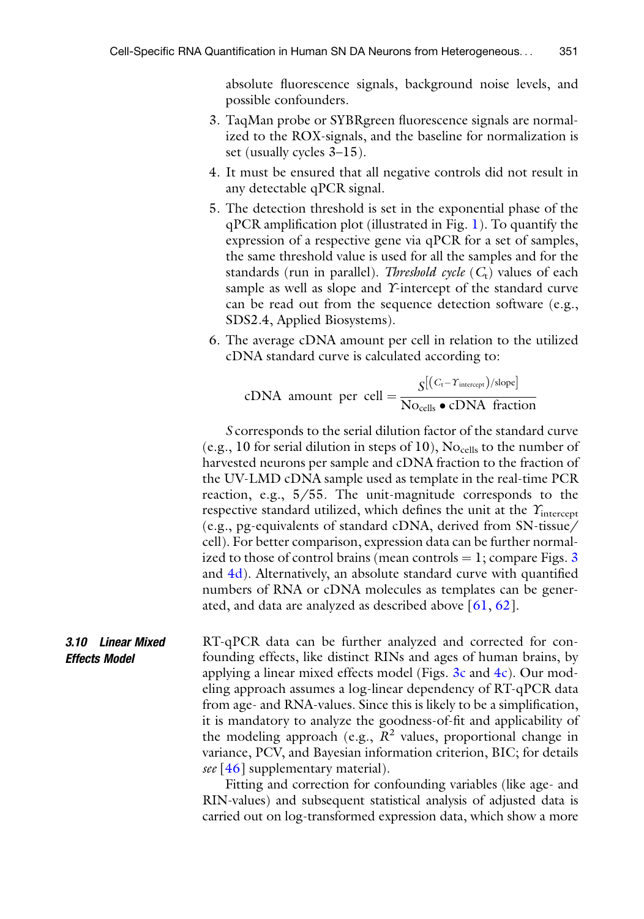absolute fluorescence signals, background noise levels, and possible confounders.

3. TaqMan probe or SYBRgreen fluorescence signals are normalized to the ROX-signals, and the baseline for normalization is set (usually cycles 3–15).
4. It must be ensured that all negative controls did not result in any detectable qPCR signal.
5. The detection threshold is set in the exponential phase of the qPCR amplification plot (illustrated in Fig. 1). To quantify the expression of a respective gene via qPCR for a set of samples, the same threshold value is used for all the samples and for the standards (run in parallel). *Threshold cycle* ($C_t$) values of each sample as well as slope and *Y*-intercept of the standard curve can be read out from the sequence detection software (e.g., SDS2.4, Applied Biosystems).
6. The average cDNA amount per cell in relation to the utilized cDNA standard curve is calculated according to:

$$\text{cDNA amount per cell} = \frac{S^{\left[\left(C_t - Y_{\text{intercept}}\right)/\text{slope}\right]}}{\text{No}_{\text{cells}} \bullet \text{cDNA fraction}}$$

   *S* corresponds to the serial dilution factor of the standard curve (e.g., 10 for serial dilution in steps of 10), $\text{No}_{\text{cells}}$ to the number of harvested neurons per sample and cDNA fraction to the fraction of the UV-LMD cDNA sample used as template in the real-time PCR reaction, e.g., 5/55. The unit-magnitude corresponds to the respective standard utilized, which defines the unit at the $Y_{\text{intercept}}$ (e.g., pg-equivalents of standard cDNA, derived from SN-tissue/cell). For better comparison, expression data can be further normalized to those of control brains (mean controls = 1; compare Figs. 3 and 4d). Alternatively, an absolute standard curve with quantified numbers of RNA or cDNA molecules as templates can be generated, and data are analyzed as described above [61, 62].

### 3.10 Linear Mixed Effects Model

RT-qPCR data can be further analyzed and corrected for confounding effects, like distinct RINs and ages of human brains, by applying a linear mixed effects model (Figs. 3c and 4c). Our modeling approach assumes a log-linear dependency of RT-qPCR data from age- and RNA-values. Since this is likely to be a simplification, it is mandatory to analyze the goodness-of-fit and applicability of the modeling approach (e.g., $R^2$ values, proportional change in variance, PCV, and Bayesian information criterion, BIC; for details *see* [46] supplementary material).

Fitting and correction for confounding variables (like age- and RIN-values) and subsequent statistical analysis of adjusted data is carried out on log-transformed expression data, which show a more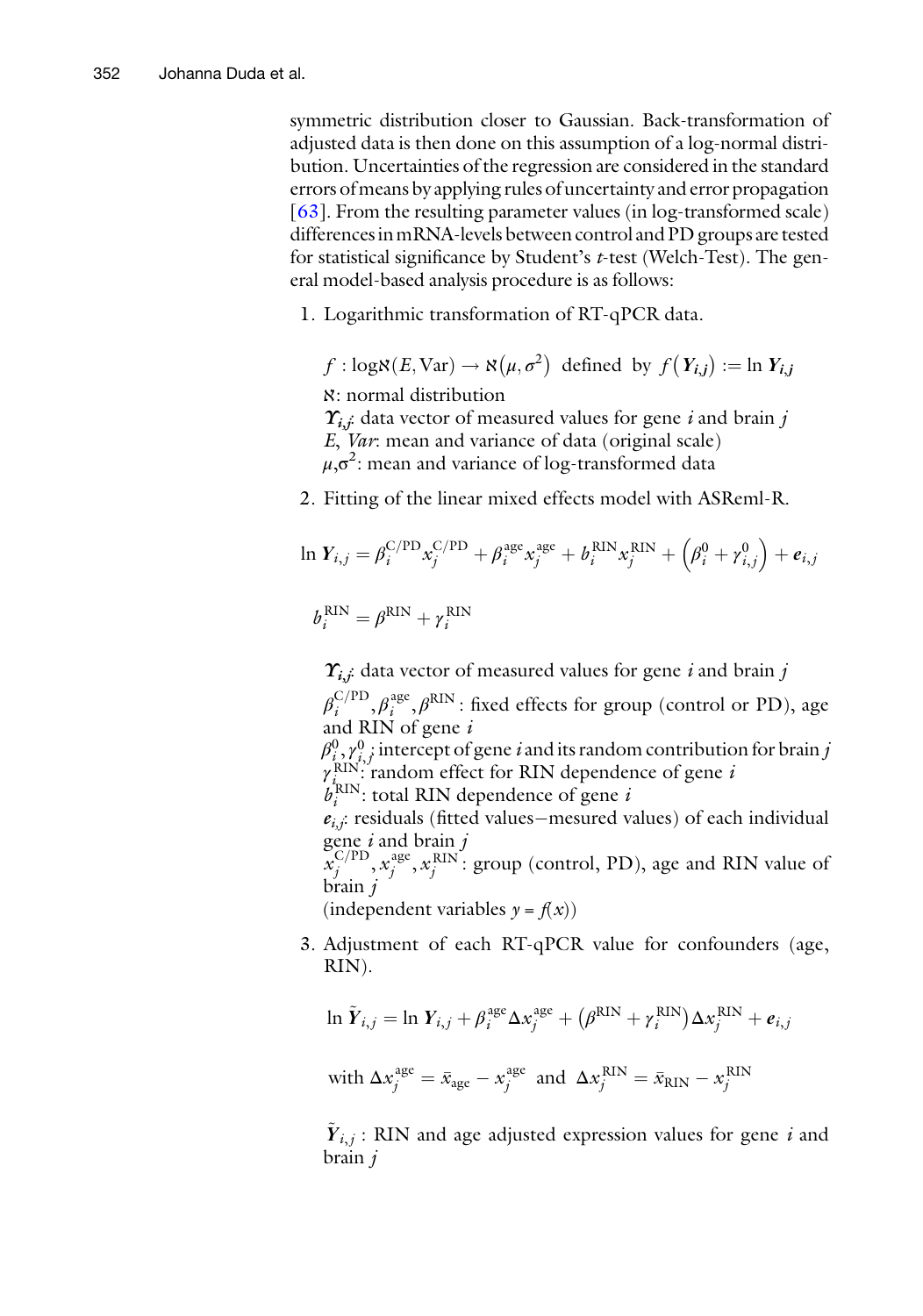symmetric distribution closer to Gaussian. Back-transformation of adjusted data is then done on this assumption of a log-normal distribution. Uncertainties of the regression are considered in the standard errors of means by applying rules of uncertainty and error propagation [63]. From the resulting parameter values (in log-transformed scale) differences in mRNA-levels between control and PD groups are tested for statistical significance by Student's *t*-test (Welch-Test). The general model-based analysis procedure is as follows:

1. Logarithmic transformation of RT-qPCR data.

   $f : \log\aleph(E, \mathrm{Var}) \rightarrow \aleph(\mu, \sigma^2)$ defined by $f(\boldsymbol{Y}_{i,j}) := \ln \boldsymbol{Y}_{i,j}$

   $\aleph$: normal distribution

   $\boldsymbol{\Upsilon}_{i,j}$: data vector of measured values for gene $i$ and brain $j$

   $E$, $Var$: mean and variance of data (original scale)

   $\mu,\sigma^2$: mean and variance of log-transformed data

2. Fitting of the linear mixed effects model with ASReml-R.

$$\ln \boldsymbol{Y}_{i,j} = \beta_i^{\mathrm{C/PD}} x_j^{\mathrm{C/PD}} + \beta_i^{\mathrm{age}} x_j^{\mathrm{age}} + b_i^{\mathrm{RIN}} x_j^{\mathrm{RIN}} + \left(\beta_i^0 + \gamma_{i,j}^0\right) + \boldsymbol{e}_{i,j}$$

$$b_i^{\mathrm{RIN}} = \beta^{\mathrm{RIN}} + \gamma_i^{\mathrm{RIN}}$$

   $\boldsymbol{\Upsilon}_{i,j}$: data vector of measured values for gene $i$ and brain $j$

   $\beta_i^{\mathrm{C/PD}}, \beta_i^{\mathrm{age}}, \beta^{\mathrm{RIN}}$: fixed effects for group (control or PD), age and RIN of gene $i$

   $\beta_i^0, \gamma_{i,j}^0$: intercept of gene $i$ and its random contribution for brain $j$

   $\gamma_i^{\mathrm{RIN}}$: random effect for RIN dependence of gene $i$

   $b_i^{\mathrm{RIN}}$: total RIN dependence of gene $i$

   $\boldsymbol{e}_{i,j}$: residuals (fitted values−mesured values) of each individual gene $i$ and brain $j$

   $x_j^{\mathrm{C/PD}}, x_j^{\mathrm{age}}, x_j^{\mathrm{RIN}}$: group (control, PD), age and RIN value of brain $j$

   (independent variables $y = f(x)$)

3. Adjustment of each RT-qPCR value for confounders (age, RIN).

$$\ln \tilde{\boldsymbol{Y}}_{i,j} = \ln \boldsymbol{Y}_{i,j} + \beta_i^{\mathrm{age}} \Delta x_j^{\mathrm{age}} + \left(\beta^{\mathrm{RIN}} + \gamma_i^{\mathrm{RIN}}\right) \Delta x_j^{\mathrm{RIN}} + \boldsymbol{e}_{i,j}$$

$$\text{with } \Delta x_j^{\mathrm{age}} = \bar{x}_{\mathrm{age}} - x_j^{\mathrm{age}} \text{ and } \Delta x_j^{\mathrm{RIN}} = \bar{x}_{\mathrm{RIN}} - x_j^{\mathrm{RIN}}$$

   $\tilde{\boldsymbol{Y}}_{i,j}$ : RIN and age adjusted expression values for gene $i$ and brain $j$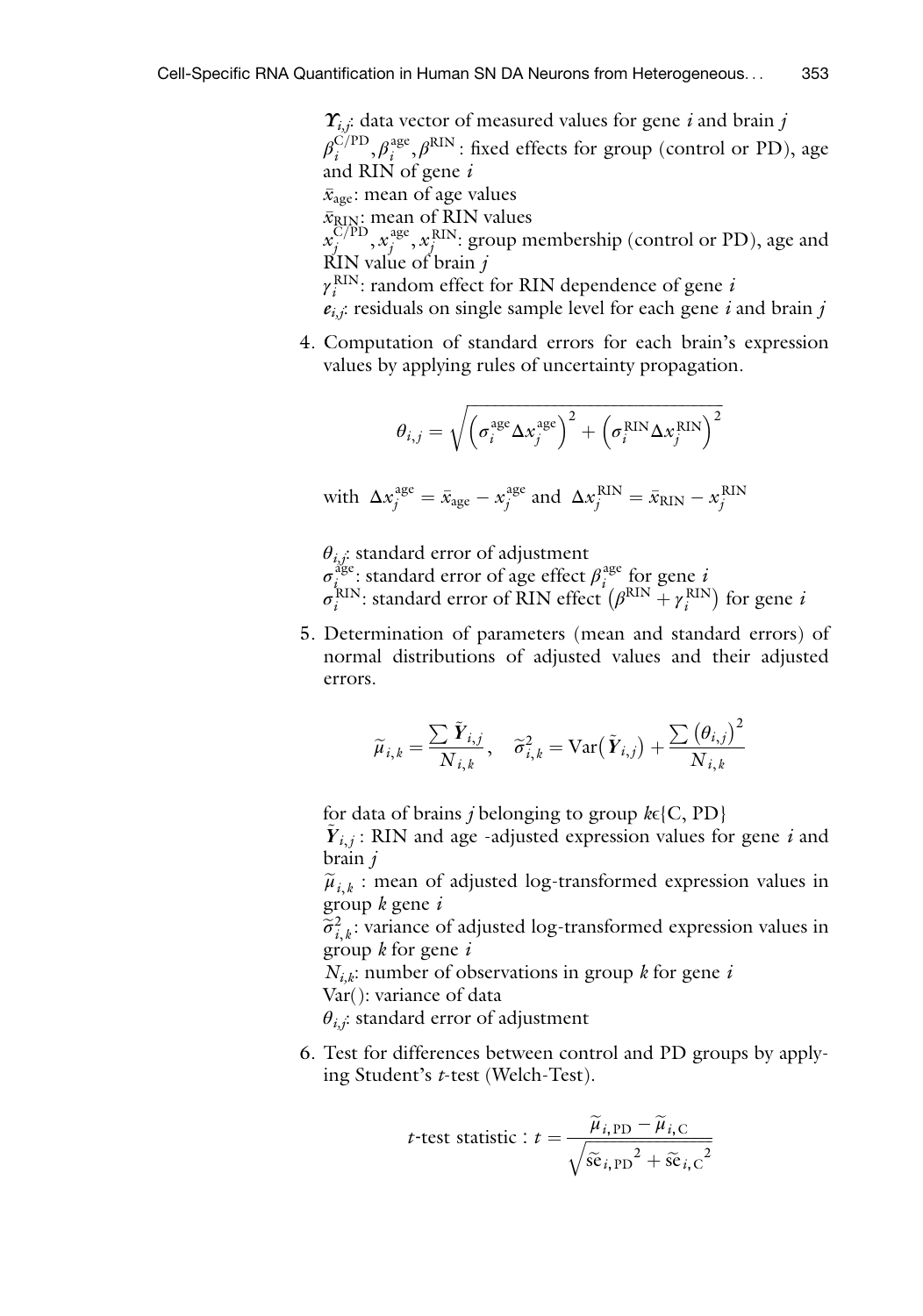$\Upsilon_{i,j}$: data vector of measured values for gene $i$ and brain $j$

$\beta_i^{\mathrm{C/PD}}, \beta_i^{\mathrm{age}}, \beta^{\mathrm{RIN}}$: fixed effects for group (control or PD), age and RIN of gene $i$

$\bar{x}_{\mathrm{age}}$: mean of age values

$\bar{x}_{\mathrm{RIN}}$: mean of RIN values

$x_j^{\mathrm{C/PD}}, x_j^{\mathrm{age}}, x_j^{\mathrm{RIN}}$: group membership (control or PD), age and RIN value of brain $j$

$\gamma_i^{\mathrm{RIN}}$: random effect for RIN dependence of gene $i$

$e_{i,j}$: residuals on single sample level for each gene $i$ and brain $j$

4. Computation of standard errors for each brain's expression values by applying rules of uncertainty propagation.

$$\theta_{i,j} = \sqrt{\left(\sigma_i^{\mathrm{age}} \Delta x_j^{\mathrm{age}}\right)^2 + \left(\sigma_i^{\mathrm{RIN}} \Delta x_j^{\mathrm{RIN}}\right)^2}$$

with $\Delta x_j^{\mathrm{age}} = \bar{x}_{\mathrm{age}} - x_j^{\mathrm{age}}$ and $\Delta x_j^{\mathrm{RIN}} = \bar{x}_{\mathrm{RIN}} - x_j^{\mathrm{RIN}}$

$\theta_{i,j}$: standard error of adjustment

$\sigma_i^{\mathrm{age}}$: standard error of age effect $\beta_i^{\mathrm{age}}$ for gene $i$

$\sigma_i^{\mathrm{RIN}}$: standard error of RIN effect $\left(\beta^{\mathrm{RIN}} + \gamma_i^{\mathrm{RIN}}\right)$ for gene $i$

5. Determination of parameters (mean and standard errors) of normal distributions of adjusted values and their adjusted errors.

$$\widetilde{\mu}_{i,k} = \frac{\sum \tilde{Y}_{i,j}}{N_{i,k}}, \quad \widetilde{\sigma}_{i,k}^2 = \mathrm{Var}\left(\tilde{Y}_{i,j}\right) + \frac{\sum \left(\theta_{i,j}\right)^2}{N_{i,k}}$$

for data of brains $j$ belonging to group $k \in \{\mathrm{C}, \mathrm{PD}\}$

$\tilde{Y}_{i,j}$ : RIN and age -adjusted expression values for gene $i$ and brain $j$

$\widetilde{\mu}_{i,k}$ : mean of adjusted log-transformed expression values in group $k$ gene $i$

$\widetilde{\sigma}_{i,k}^2$: variance of adjusted log-transformed expression values in group $k$ for gene $i$

$N_{i,k}$: number of observations in group $k$ for gene $i$

Var(): variance of data

$\theta_{i,j}$: standard error of adjustment

6. Test for differences between control and PD groups by applying Student's $t$-test (Welch-Test).

$$t\text{-test statistic} : t = \frac{\widetilde{\mu}_{i,\mathrm{PD}} - \widetilde{\mu}_{i,\mathrm{C}}}{\sqrt{\widetilde{\mathrm{se}}_{i,\mathrm{PD}}{}^2 + \widetilde{\mathrm{se}}_{i,\mathrm{C}}{}^2}}$$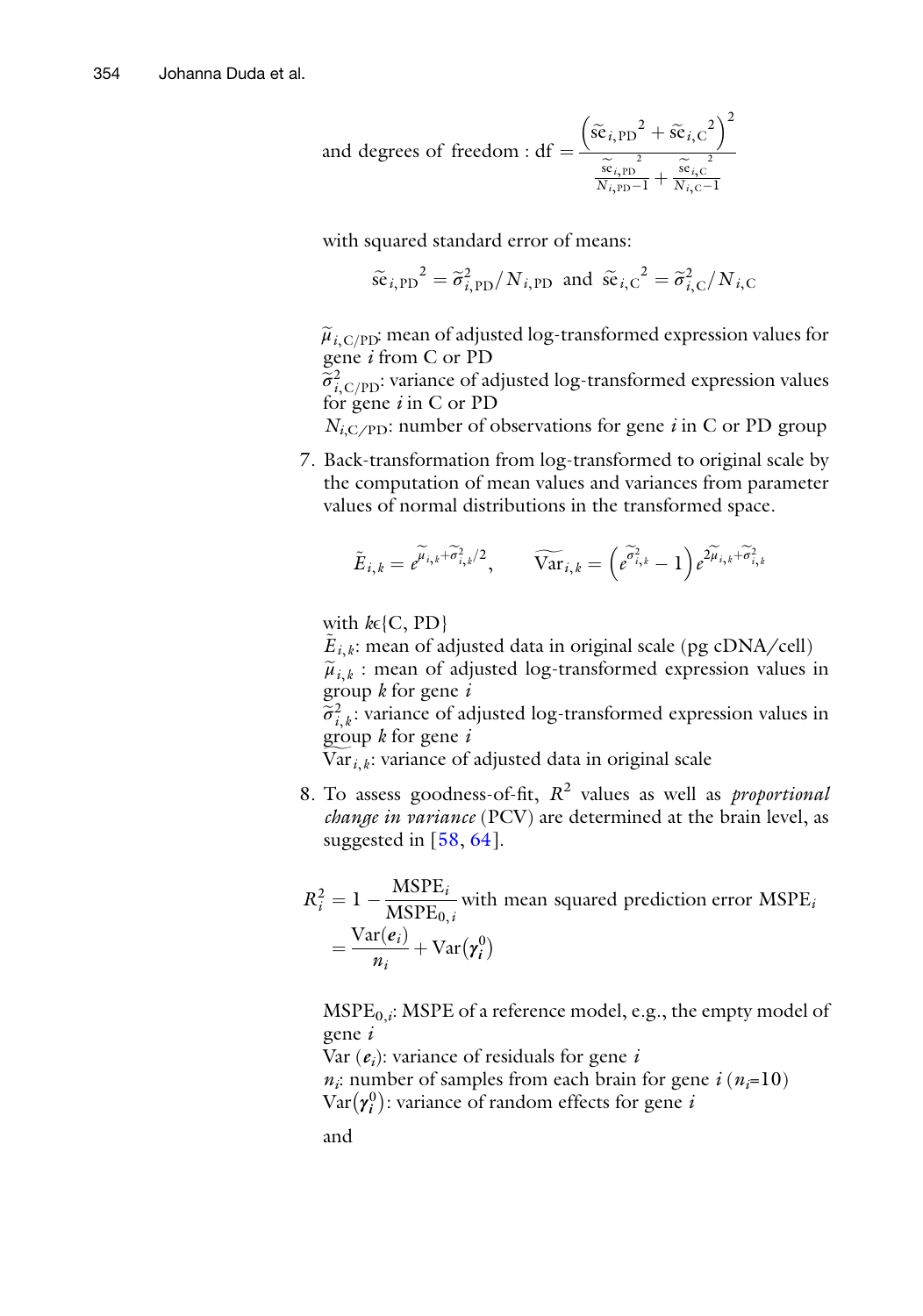and degrees of freedom : $\mathrm{df} = \dfrac{\left(\widetilde{\mathrm{se}}_{i,\mathrm{PD}}^{\;2} + \widetilde{\mathrm{se}}_{i,\mathrm{C}}^{\;2}\right)^2}{\frac{\widetilde{\mathrm{se}}_{i,\mathrm{PD}}^{\;2}}{N_{i,\mathrm{PD}}-1} + \frac{\widetilde{\mathrm{se}}_{i,\mathrm{C}}^{\;2}}{N_{i,\mathrm{C}}-1}}$

with squared standard error of means:

$$\widetilde{\mathrm{se}}_{i,\mathrm{PD}}^{\;2} = \widetilde{\sigma}_{i,\mathrm{PD}}^2 / N_{i,\mathrm{PD}} \text{ and } \widetilde{\mathrm{se}}_{i,\mathrm{C}}^{\;2} = \widetilde{\sigma}_{i,\mathrm{C}}^2 / N_{i,\mathrm{C}}$$

$\widetilde{\mu}_{i,\mathrm{C/PD}}$: mean of adjusted log-transformed expression values for gene $i$ from C or PD
$\widetilde{\sigma}_{i,\mathrm{C/PD}}^2$: variance of adjusted log-transformed expression values for gene $i$ in C or PD
$N_{i,\mathrm{C/PD}}$: number of observations for gene $i$ in C or PD group

7. Back-transformation from log-transformed to original scale by the computation of mean values and variances from parameter values of normal distributions in the transformed space.

$$\tilde{E}_{i,k} = e^{\widetilde{\mu}_{i,k} + \widetilde{\sigma}_{i,k}^2/2}, \qquad \widetilde{\mathrm{Var}}_{i,k} = \left(e^{\widetilde{\sigma}_{i,k}^2} - 1\right) e^{2\widetilde{\mu}_{i,k} + \widetilde{\sigma}_{i,k}^2}$$

with $k \in \{\mathrm{C}, \mathrm{PD}\}$
$\tilde{E}_{i,k}$: mean of adjusted data in original scale (pg cDNA/cell)
$\widetilde{\mu}_{i,k}$ : mean of adjusted log-transformed expression values in group $k$ for gene $i$
$\widetilde{\sigma}_{i,k}^2$: variance of adjusted log-transformed expression values in group $k$ for gene $i$
$\widetilde{\mathrm{Var}}_{i,k}$: variance of adjusted data in original scale

8. To assess goodness-of-fit, $R^2$ values as well as *proportional change in variance* (PCV) are determined at the brain level, as suggested in [58, 64].

$$R_i^2 = 1 - \frac{\mathrm{MSPE}_i}{\mathrm{MSPE}_{0,i}} \text{ with mean squared prediction error } \mathrm{MSPE}_i = \frac{\mathrm{Var}(\boldsymbol{e}_i)}{n_i} + \mathrm{Var}\left(\boldsymbol{\gamma}_i^0\right)$$

$\mathrm{MSPE}_{0,i}$: MSPE of a reference model, e.g., the empty model of gene $i$
Var ($\boldsymbol{e}_i$): variance of residuals for gene $i$
$n_i$: number of samples from each brain for gene $i$ ($n_i$=10)
$\mathrm{Var}(\boldsymbol{\gamma}_i^0)$: variance of random effects for gene $i$

and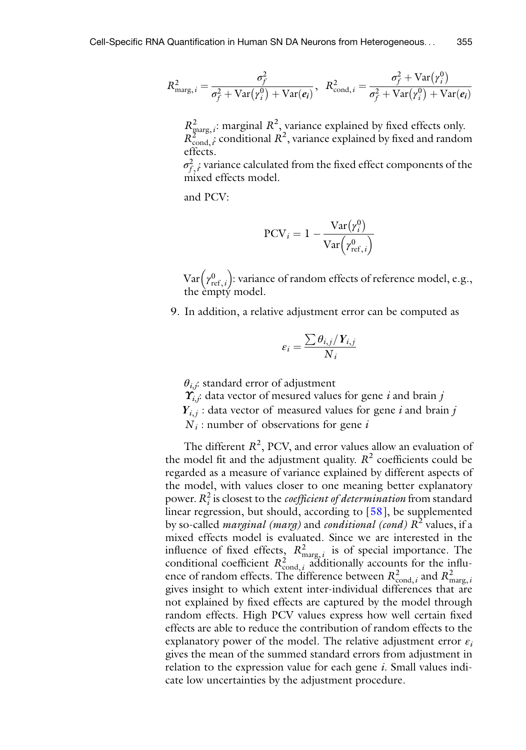$$R^2_{\text{marg},i} = \frac{\sigma_f^2}{\sigma_f^2 + \text{Var}(\gamma_i^0) + \text{Var}(\boldsymbol{e_i})}, \quad R^2_{\text{cond},i} = \frac{\sigma_f^2 + \text{Var}(\gamma_i^0)}{\sigma_f^2 + \text{Var}(\gamma_i^0) + \text{Var}(\boldsymbol{e_i})}$$

$R^2_{\text{marg},i}$: marginal $R^2$, variance explained by fixed effects only.
$R^2_{\text{cond},i}$: conditional $R^2$, variance explained by fixed and random effects.
$\sigma^2_{f,i}$: variance calculated from the fixed effect components of the mixed effects model.

and PCV:

$$\text{PCV}_i = 1 - \frac{\text{Var}(\gamma_i^0)}{\text{Var}\left(\gamma^0_{\text{ref},i}\right)}$$

$\text{Var}\left(\gamma^0_{\text{ref},i}\right)$: variance of random effects of reference model, e.g., the empty model.

9. In addition, a relative adjustment error can be computed as

$$\varepsilon_i = \frac{\sum \theta_{i,j} / \boldsymbol{Y}_{i,j}}{N_i}$$

$\theta_{i,j}$: standard error of adjustment
$\boldsymbol{Y}_{i,j}$: data vector of mesured values for gene $i$ and brain $j$
$\boldsymbol{Y}_{i,j}$ : data vector of measured values for gene $i$ and brain $j$
$N_i$ : number of observations for gene $i$

The different $R^2$, PCV, and error values allow an evaluation of the model fit and the adjustment quality. $R^2$ coefficients could be regarded as a measure of variance explained by different aspects of the model, with values closer to one meaning better explanatory power. $R^2_i$ is closest to the *coefficient of determination* from standard linear regression, but should, according to [58], be supplemented by so-called *marginal (marg)* and *conditional (cond)* $R^2$ values, if a mixed effects model is evaluated. Since we are interested in the influence of fixed effects, $R^2_{\text{marg},i}$ is of special importance. The conditional coefficient $R^2_{\text{cond},i}$ additionally accounts for the influence of random effects. The difference between $R^2_{\text{cond},i}$ and $R^2_{\text{marg},i}$ gives insight to which extent inter-individual differences that are not explained by fixed effects are captured by the model through random effects. High PCV values express how well certain fixed effects are able to reduce the contribution of random effects to the explanatory power of the model. The relative adjustment error $\varepsilon_i$ gives the mean of the summed standard errors from adjustment in relation to the expression value for each gene $i$. Small values indicate low uncertainties by the adjustment procedure.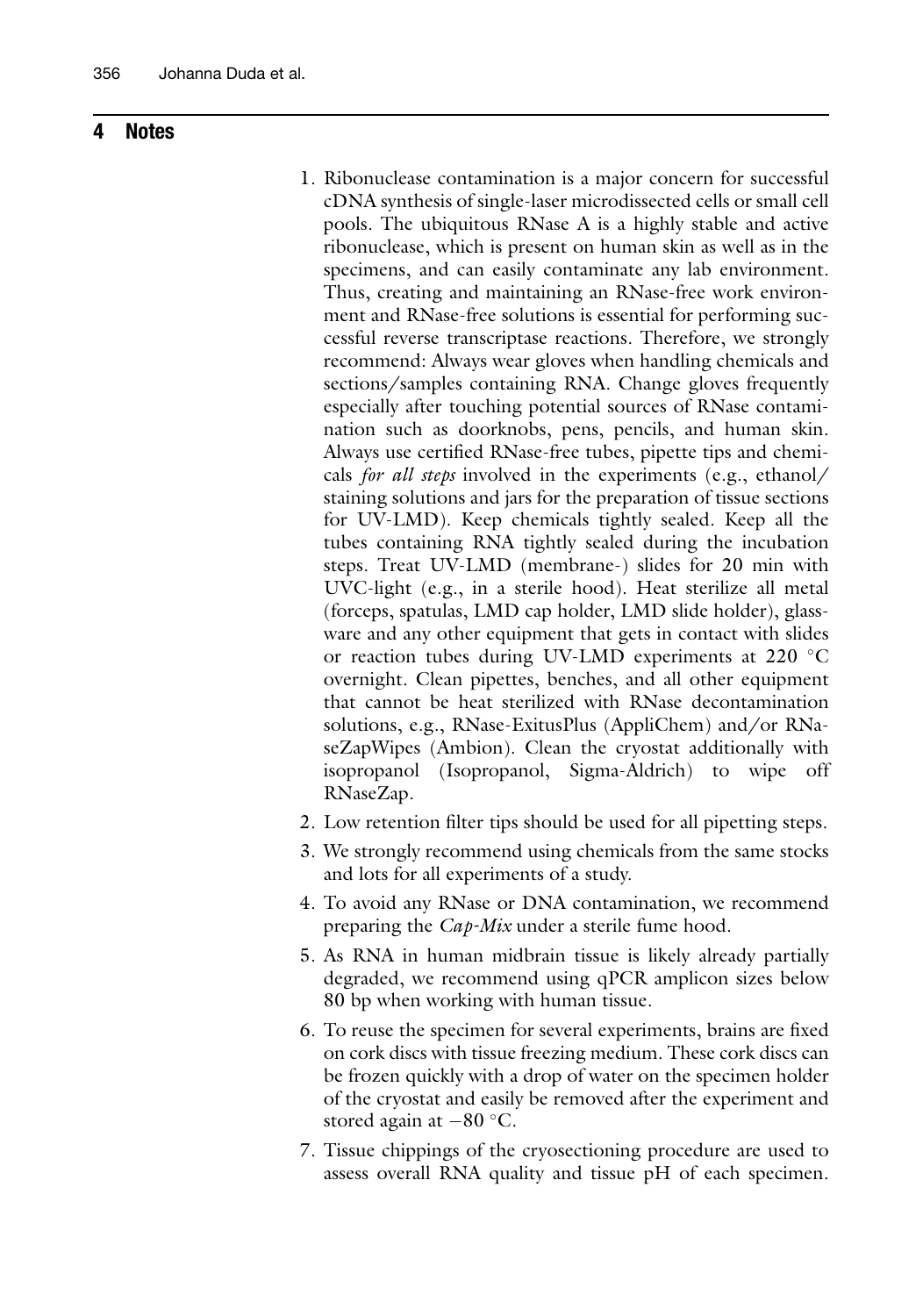## 4 Notes

1. Ribonuclease contamination is a major concern for successful cDNA synthesis of single-laser microdissected cells or small cell pools. The ubiquitous RNase A is a highly stable and active ribonuclease, which is present on human skin as well as in the specimens, and can easily contaminate any lab environment. Thus, creating and maintaining an RNase-free work environment and RNase-free solutions is essential for performing successful reverse transcriptase reactions. Therefore, we strongly recommend: Always wear gloves when handling chemicals and sections/samples containing RNA. Change gloves frequently especially after touching potential sources of RNase contamination such as doorknobs, pens, pencils, and human skin. Always use certified RNase-free tubes, pipette tips and chemicals *for all steps* involved in the experiments (e.g., ethanol/ staining solutions and jars for the preparation of tissue sections for UV-LMD). Keep chemicals tightly sealed. Keep all the tubes containing RNA tightly sealed during the incubation steps. Treat UV-LMD (membrane-) slides for 20 min with UVC-light (e.g., in a sterile hood). Heat sterilize all metal (forceps, spatulas, LMD cap holder, LMD slide holder), glassware and any other equipment that gets in contact with slides or reaction tubes during UV-LMD experiments at 220 °C overnight. Clean pipettes, benches, and all other equipment that cannot be heat sterilized with RNase decontamination solutions, e.g., RNase-ExitusPlus (AppliChem) and/or RNaseZapWipes (Ambion). Clean the cryostat additionally with isopropanol (Isopropanol, Sigma-Aldrich) to wipe off RNaseZap.
2. Low retention filter tips should be used for all pipetting steps.
3. We strongly recommend using chemicals from the same stocks and lots for all experiments of a study.
4. To avoid any RNase or DNA contamination, we recommend preparing the *Cap-Mix* under a sterile fume hood.
5. As RNA in human midbrain tissue is likely already partially degraded, we recommend using qPCR amplicon sizes below 80 bp when working with human tissue.
6. To reuse the specimen for several experiments, brains are fixed on cork discs with tissue freezing medium. These cork discs can be frozen quickly with a drop of water on the specimen holder of the cryostat and easily be removed after the experiment and stored again at −80 °C.
7. Tissue chippings of the cryosectioning procedure are used to assess overall RNA quality and tissue pH of each specimen.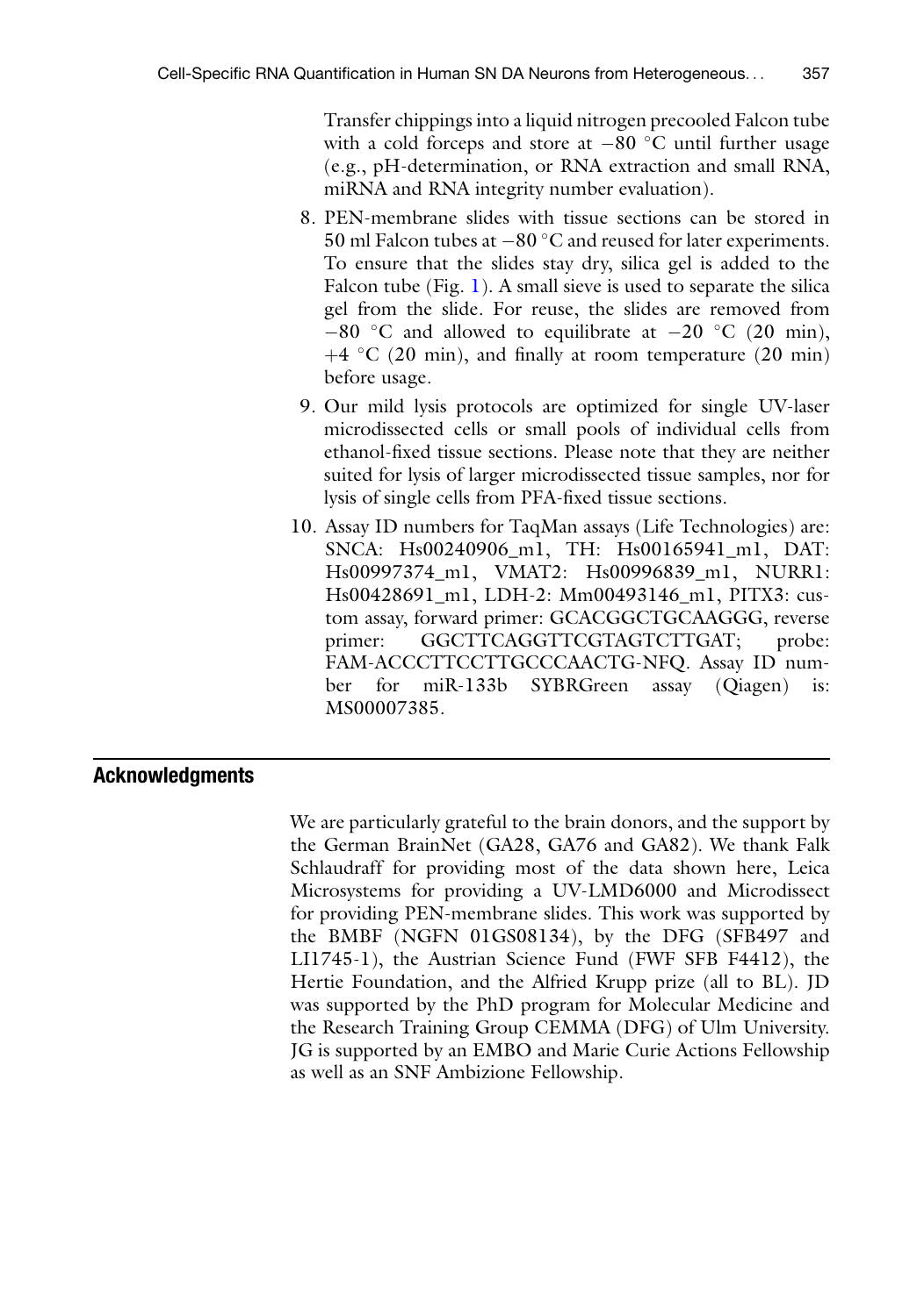Transfer chippings into a liquid nitrogen precooled Falcon tube with a cold forceps and store at −80 °C until further usage (e.g., pH-determination, or RNA extraction and small RNA, miRNA and RNA integrity number evaluation).

8. PEN-membrane slides with tissue sections can be stored in 50 ml Falcon tubes at −80 °C and reused for later experiments. To ensure that the slides stay dry, silica gel is added to the Falcon tube (Fig. 1). A small sieve is used to separate the silica gel from the slide. For reuse, the slides are removed from −80 °C and allowed to equilibrate at −20 °C (20 min), +4 °C (20 min), and finally at room temperature (20 min) before usage.
9. Our mild lysis protocols are optimized for single UV-laser microdissected cells or small pools of individual cells from ethanol-fixed tissue sections. Please note that they are neither suited for lysis of larger microdissected tissue samples, nor for lysis of single cells from PFA-fixed tissue sections.
10. Assay ID numbers for TaqMan assays (Life Technologies) are: SNCA: Hs00240906_m1, TH: Hs00165941_m1, DAT: Hs00997374_m1, VMAT2: Hs00996839_m1, NURR1: Hs00428691_m1, LDH-2: Mm00493146_m1, PITX3: custom assay, forward primer: GCACGGCTGCAAGGG, reverse primer: GGCTTCAGGTTCGTAGTCTTGAT; probe: FAM-ACCCTTCCTTGCCCAACTG-NFQ. Assay ID number for miR-133b SYBRGreen assay (Qiagen) is: MS00007385.

## Acknowledgments

We are particularly grateful to the brain donors, and the support by the German BrainNet (GA28, GA76 and GA82). We thank Falk Schlaudraff for providing most of the data shown here, Leica Microsystems for providing a UV-LMD6000 and Microdissect for providing PEN-membrane slides. This work was supported by the BMBF (NGFN 01GS08134), by the DFG (SFB497 and LI1745-1), the Austrian Science Fund (FWF SFB F4412), the Hertie Foundation, and the Alfried Krupp prize (all to BL). JD was supported by the PhD program for Molecular Medicine and the Research Training Group CEMMA (DFG) of Ulm University. JG is supported by an EMBO and Marie Curie Actions Fellowship as well as an SNF Ambizione Fellowship.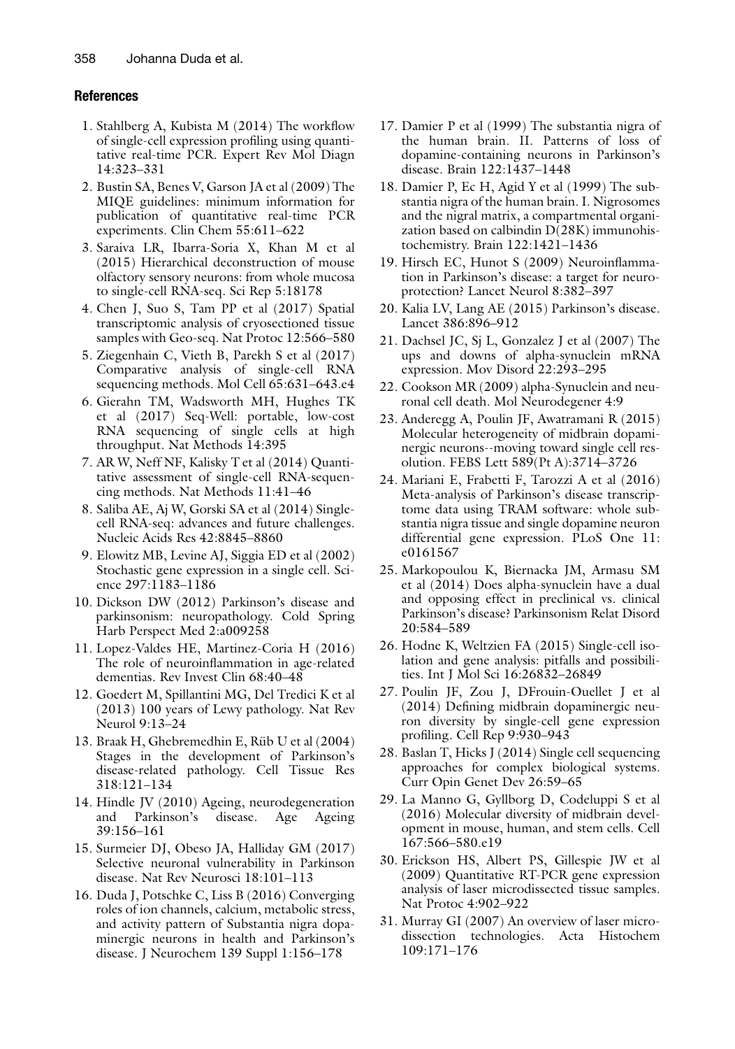## References

1. Stahlberg A, Kubista M (2014) The workflow of single-cell expression profiling using quantitative real-time PCR. Expert Rev Mol Diagn 14:323–331
2. Bustin SA, Benes V, Garson JA et al (2009) The MIQE guidelines: minimum information for publication of quantitative real-time PCR experiments. Clin Chem 55:611–622
3. Saraiva LR, Ibarra-Soria X, Khan M et al (2015) Hierarchical deconstruction of mouse olfactory sensory neurons: from whole mucosa to single-cell RNA-seq. Sci Rep 5:18178
4. Chen J, Suo S, Tam PP et al (2017) Spatial transcriptomic analysis of cryosectioned tissue samples with Geo-seq. Nat Protoc 12:566–580
5. Ziegenhain C, Vieth B, Parekh S et al (2017) Comparative analysis of single-cell RNA sequencing methods. Mol Cell 65:631–643.e4
6. Gierahn TM, Wadsworth MH, Hughes TK et al (2017) Seq-Well: portable, low-cost RNA sequencing of single cells at high throughput. Nat Methods 14:395
7. AR W, Neff NF, Kalisky T et al (2014) Quantitative assessment of single-cell RNA-sequencing methods. Nat Methods 11:41–46
8. Saliba AE, Aj W, Gorski SA et al (2014) Single-cell RNA-seq: advances and future challenges. Nucleic Acids Res 42:8845–8860
9. Elowitz MB, Levine AJ, Siggia ED et al (2002) Stochastic gene expression in a single cell. Science 297:1183–1186
10. Dickson DW (2012) Parkinson's disease and parkinsonism: neuropathology. Cold Spring Harb Perspect Med 2:a009258
11. Lopez-Valdes HE, Martinez-Coria H (2016) The role of neuroinflammation in age-related dementias. Rev Invest Clin 68:40–48
12. Goedert M, Spillantini MG, Del Tredici K et al (2013) 100 years of Lewy pathology. Nat Rev Neurol 9:13–24
13. Braak H, Ghebremedhin E, Rüb U et al (2004) Stages in the development of Parkinson's disease-related pathology. Cell Tissue Res 318:121–134
14. Hindle JV (2010) Ageing, neurodegeneration and Parkinson's disease. Age Ageing 39:156–161
15. Surmeier DJ, Obeso JA, Halliday GM (2017) Selective neuronal vulnerability in Parkinson disease. Nat Rev Neurosci 18:101–113
16. Duda J, Potschke C, Liss B (2016) Converging roles of ion channels, calcium, metabolic stress, and activity pattern of Substantia nigra dopaminergic neurons in health and Parkinson's disease. J Neurochem 139 Suppl 1:156–178
17. Damier P et al (1999) The substantia nigra of the human brain. II. Patterns of loss of dopamine-containing neurons in Parkinson's disease. Brain 122:1437–1448
18. Damier P, Ec H, Agid Y et al (1999) The substantia nigra of the human brain. I. Nigrosomes and the nigral matrix, a compartmental organization based on calbindin D(28K) immunohistochemistry. Brain 122:1421–1436
19. Hirsch EC, Hunot S (2009) Neuroinflammation in Parkinson's disease: a target for neuroprotection? Lancet Neurol 8:382–397
20. Kalia LV, Lang AE (2015) Parkinson's disease. Lancet 386:896–912
21. Dachsel JC, Sj L, Gonzalez J et al (2007) The ups and downs of alpha-synuclein mRNA expression. Mov Disord 22:293–295
22. Cookson MR (2009) alpha-Synuclein and neuronal cell death. Mol Neurodegener 4:9
23. Anderegg A, Poulin JF, Awatramani R (2015) Molecular heterogeneity of midbrain dopaminergic neurons--moving toward single cell resolution. FEBS Lett 589(Pt A):3714–3726
24. Mariani E, Frabetti F, Tarozzi A et al (2016) Meta-analysis of Parkinson's disease transcriptome data using TRAM software: whole substantia nigra tissue and single dopamine neuron differential gene expression. PLoS One 11: e0161567
25. Markopoulou K, Biernacka JM, Armasu SM et al (2014) Does alpha-synuclein have a dual and opposing effect in preclinical vs. clinical Parkinson's disease? Parkinsonism Relat Disord 20:584–589
26. Hodne K, Weltzien FA (2015) Single-cell isolation and gene analysis: pitfalls and possibilities. Int J Mol Sci 16:26832–26849
27. Poulin JF, Zou J, DFrouin-Ouellet J et al (2014) Defining midbrain dopaminergic neuron diversity by single-cell gene expression profiling. Cell Rep 9:930–943
28. Baslan T, Hicks J (2014) Single cell sequencing approaches for complex biological systems. Curr Opin Genet Dev 26:59–65
29. La Manno G, Gyllborg D, Codeluppi S et al (2016) Molecular diversity of midbrain development in mouse, human, and stem cells. Cell 167:566–580.e19
30. Erickson HS, Albert PS, Gillespie JW et al (2009) Quantitative RT-PCR gene expression analysis of laser microdissected tissue samples. Nat Protoc 4:902–922
31. Murray GI (2007) An overview of laser microdissection technologies. Acta Histochem 109:171–176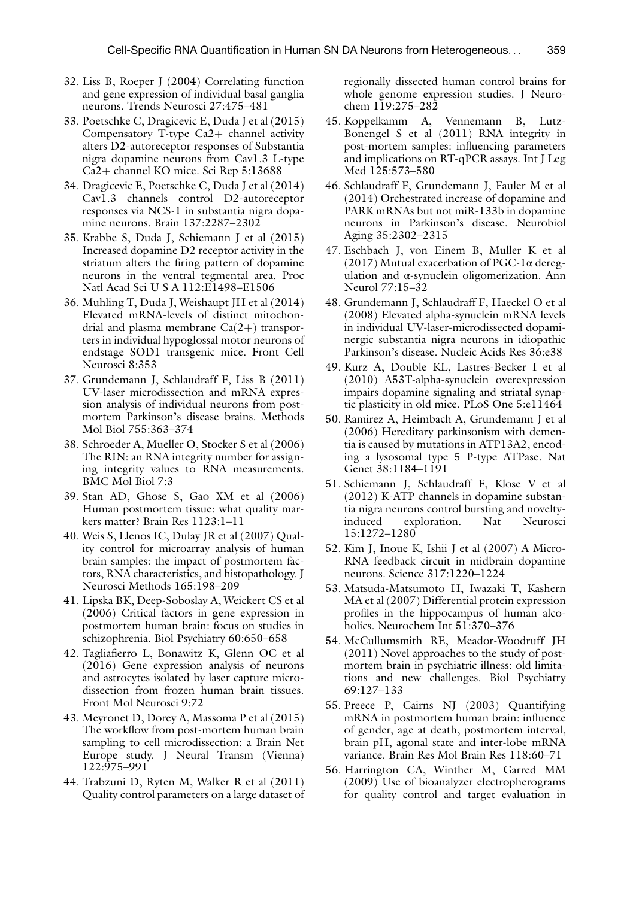32. Liss B, Roeper J (2004) Correlating function and gene expression of individual basal ganglia neurons. Trends Neurosci 27:475–481
33. Poetschke C, Dragicevic E, Duda J et al (2015) Compensatory T-type Ca2+ channel activity alters D2-autoreceptor responses of Substantia nigra dopamine neurons from Cav1.3 L-type Ca2+ channel KO mice. Sci Rep 5:13688
34. Dragicevic E, Poetschke C, Duda J et al (2014) Cav1.3 channels control D2-autoreceptor responses via NCS-1 in substantia nigra dopamine neurons. Brain 137:2287–2302
35. Krabbe S, Duda J, Schiemann J et al (2015) Increased dopamine D2 receptor activity in the striatum alters the firing pattern of dopamine neurons in the ventral tegmental area. Proc Natl Acad Sci U S A 112:E1498–E1506
36. Muhling T, Duda J, Weishaupt JH et al (2014) Elevated mRNA-levels of distinct mitochondrial and plasma membrane Ca(2+) transporters in individual hypoglossal motor neurons of endstage SOD1 transgenic mice. Front Cell Neurosci 8:353
37. Grundemann J, Schlaudraff F, Liss B (2011) UV-laser microdissection and mRNA expression analysis of individual neurons from postmortem Parkinson's disease brains. Methods Mol Biol 755:363–374
38. Schroeder A, Mueller O, Stocker S et al (2006) The RIN: an RNA integrity number for assigning integrity values to RNA measurements. BMC Mol Biol 7:3
39. Stan AD, Ghose S, Gao XM et al (2006) Human postmortem tissue: what quality markers matter? Brain Res 1123:1–11
40. Weis S, Llenos IC, Dulay JR et al (2007) Quality control for microarray analysis of human brain samples: the impact of postmortem factors, RNA characteristics, and histopathology. J Neurosci Methods 165:198–209
41. Lipska BK, Deep-Soboslay A, Weickert CS et al (2006) Critical factors in gene expression in postmortem human brain: focus on studies in schizophrenia. Biol Psychiatry 60:650–658
42. Tagliafierro L, Bonawitz K, Glenn OC et al (2016) Gene expression analysis of neurons and astrocytes isolated by laser capture microdissection from frozen human brain tissues. Front Mol Neurosci 9:72
43. Meyronet D, Dorey A, Massoma P et al (2015) The workflow from post-mortem human brain sampling to cell microdissection: a Brain Net Europe study. J Neural Transm (Vienna) 122:975–991
44. Trabzuni D, Ryten M, Walker R et al (2011) Quality control parameters on a large dataset of regionally dissected human control brains for whole genome expression studies. J Neurochem 119:275–282
45. Koppelkamm A, Vennemann B, Lutz-Bonengel S et al (2011) RNA integrity in post-mortem samples: influencing parameters and implications on RT-qPCR assays. Int J Leg Med 125:573–580
46. Schlaudraff F, Grundemann J, Fauler M et al (2014) Orchestrated increase of dopamine and PARK mRNAs but not miR-133b in dopamine neurons in Parkinson's disease. Neurobiol Aging 35:2302–2315
47. Eschbach J, von Einem B, Muller K et al (2017) Mutual exacerbation of PGC-1α deregulation and α-synuclein oligomerization. Ann Neurol 77:15–32
48. Grundemann J, Schlaudraff F, Haeckel O et al (2008) Elevated alpha-synuclein mRNA levels in individual UV-laser-microdissected dopaminergic substantia nigra neurons in idiopathic Parkinson's disease. Nucleic Acids Res 36:e38
49. Kurz A, Double KL, Lastres-Becker I et al (2010) A53T-alpha-synuclein overexpression impairs dopamine signaling and striatal synaptic plasticity in old mice. PLoS One 5:e11464
50. Ramirez A, Heimbach A, Grundemann J et al (2006) Hereditary parkinsonism with dementia is caused by mutations in ATP13A2, encoding a lysosomal type 5 P-type ATPase. Nat Genet 38:1184–1191
51. Schiemann J, Schlaudraff F, Klose V et al (2012) K-ATP channels in dopamine substantia nigra neurons control bursting and novelty-induced exploration. Nat Neurosci 15:1272–1280
52. Kim J, Inoue K, Ishii J et al (2007) A MicroRNA feedback circuit in midbrain dopamine neurons. Science 317:1220–1224
53. Matsuda-Matsumoto H, Iwazaki T, Kashern MA et al (2007) Differential protein expression profiles in the hippocampus of human alcoholics. Neurochem Int 51:370–376
54. McCullumsmith RE, Meador-Woodruff JH (2011) Novel approaches to the study of postmortem brain in psychiatric illness: old limitations and new challenges. Biol Psychiatry 69:127–133
55. Preece P, Cairns NJ (2003) Quantifying mRNA in postmortem human brain: influence of gender, age at death, postmortem interval, brain pH, agonal state and inter-lobe mRNA variance. Brain Res Mol Brain Res 118:60–71
56. Harrington CA, Winther M, Garred MM (2009) Use of bioanalyzer electropherograms for quality control and target evaluation in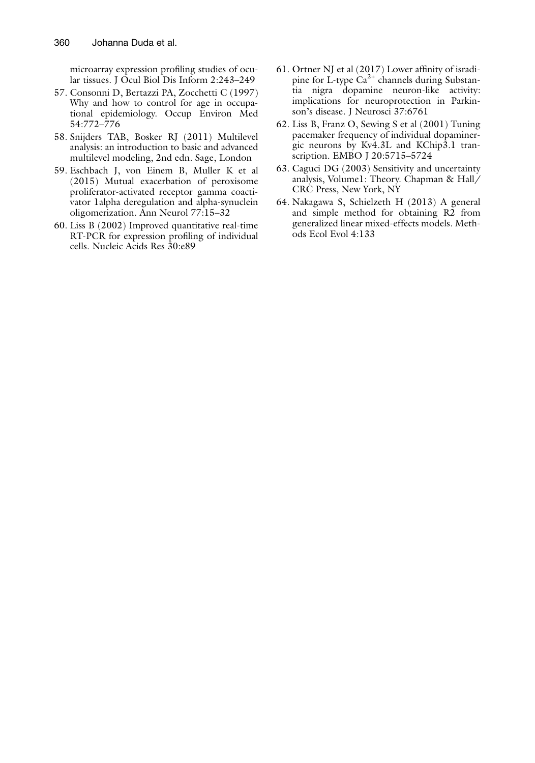microarray expression profiling studies of ocular tissues. J Ocul Biol Dis Inform 2:243–249

57. Consonni D, Bertazzi PA, Zocchetti C (1997) Why and how to control for age in occupational epidemiology. Occup Environ Med 54:772–776
58. Snijders TAB, Bosker RJ (2011) Multilevel analysis: an introduction to basic and advanced multilevel modeling, 2nd edn. Sage, London
59. Eschbach J, von Einem B, Muller K et al (2015) Mutual exacerbation of peroxisome proliferator-activated receptor gamma coactivator 1alpha deregulation and alpha-synuclein oligomerization. Ann Neurol 77:15–32
60. Liss B (2002) Improved quantitative real-time RT-PCR for expression profiling of individual cells. Nucleic Acids Res 30:e89
61. Ortner NJ et al (2017) Lower affinity of isradipine for L-type $Ca^{2+}$ channels during Substantia nigra dopamine neuron-like activity: implications for neuroprotection in Parkinson's disease. J Neurosci 37:6761
62. Liss B, Franz O, Sewing S et al (2001) Tuning pacemaker frequency of individual dopaminergic neurons by Kv4.3L and KChip3.1 transcription. EMBO J 20:5715–5724
63. Caguci DG (2003) Sensitivity and uncertainty analysis, Volume1: Theory. Chapman & Hall/CRC Press, New York, NY
64. Nakagawa S, Schielzeth H (2013) A general and simple method for obtaining R2 from generalized linear mixed-effects models. Methods Ecol Evol 4:133